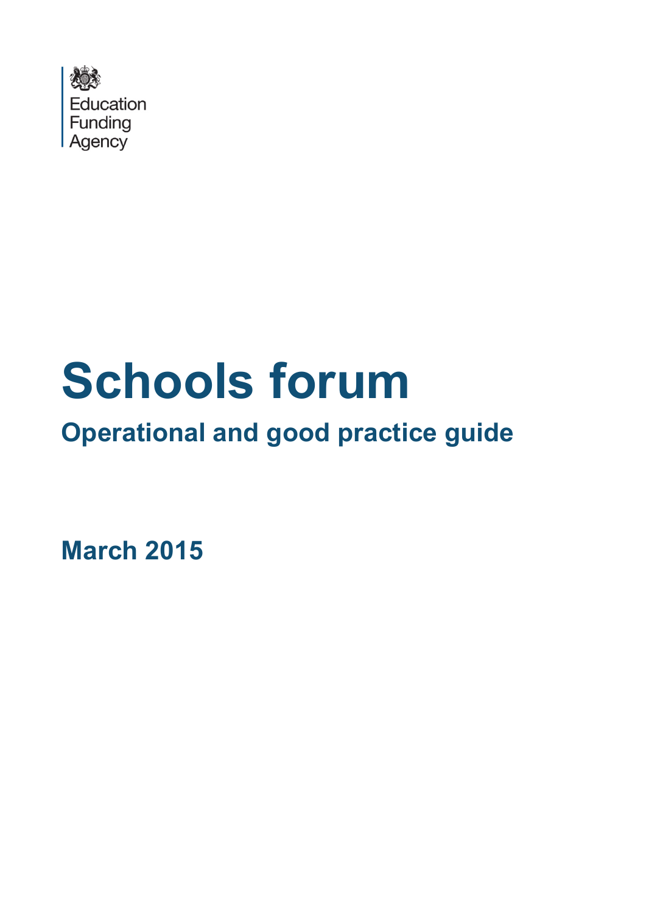Education Funding Agency

# Schools forum

## Operational and good practice guide

**March 2015**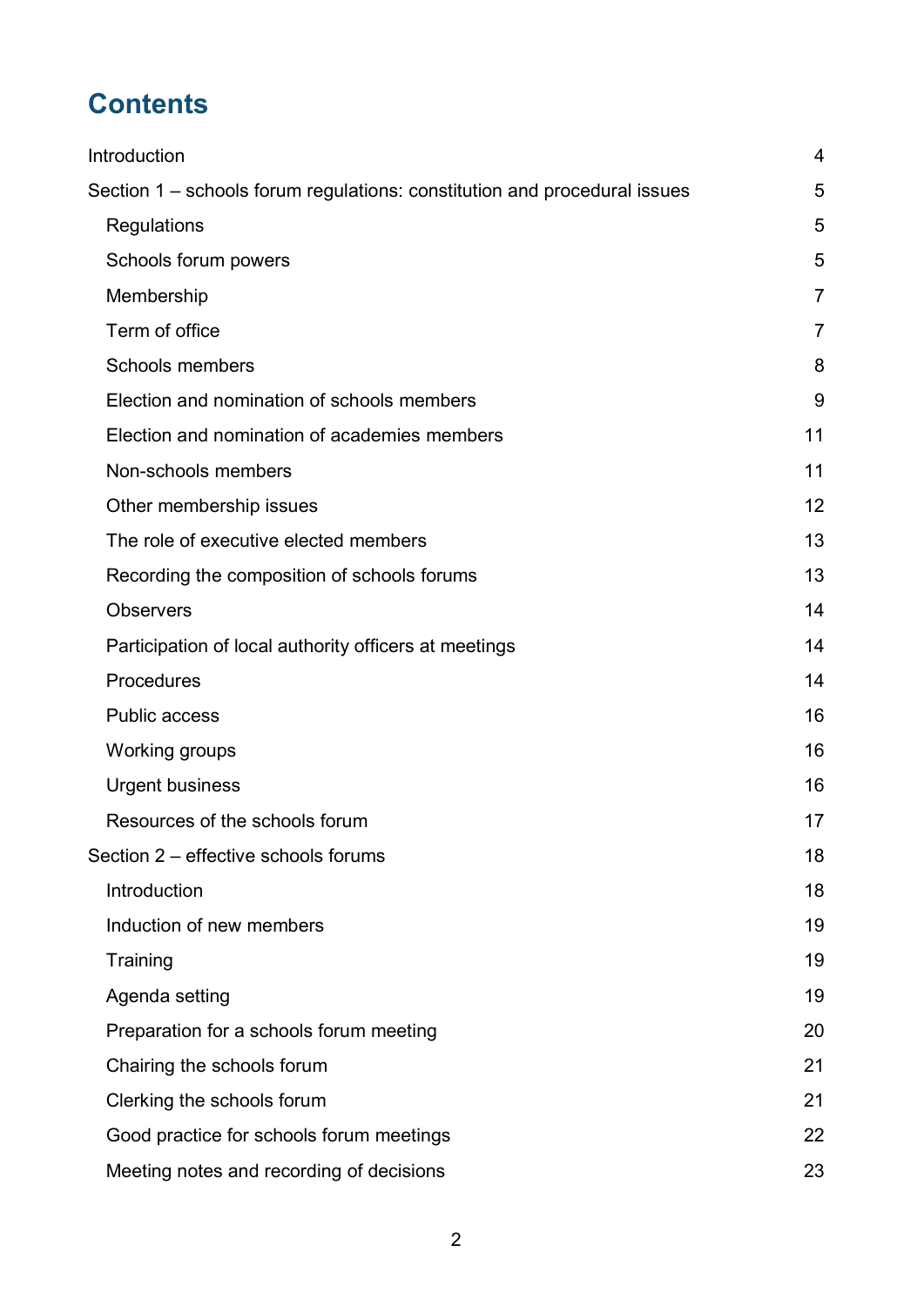# Contents

| | |
|---|---|
| Introduction | 4 |
| Section 1 – schools forum regulations: constitution and procedural issues | 5 |
| Regulations | 5 |
| Schools forum powers | 5 |
| Membership | 7 |
| Term of office | 7 |
| Schools members | 8 |
| Election and nomination of schools members | 9 |
| Election and nomination of academies members | 11 |
| Non-schools members | 11 |
| Other membership issues | 12 |
| The role of executive elected members | 13 |
| Recording the composition of schools forums | 13 |
| Observers | 14 |
| Participation of local authority officers at meetings | 14 |
| Procedures | 14 |
| Public access | 16 |
| Working groups | 16 |
| Urgent business | 16 |
| Resources of the schools forum | 17 |
| Section 2 – effective schools forums | 18 |
| Introduction | 18 |
| Induction of new members | 19 |
| Training | 19 |
| Agenda setting | 19 |
| Preparation for a schools forum meeting | 20 |
| Chairing the schools forum | 21 |
| Clerking the schools forum | 21 |
| Good practice for schools forum meetings | 22 |
| Meeting notes and recording of decisions | 23 |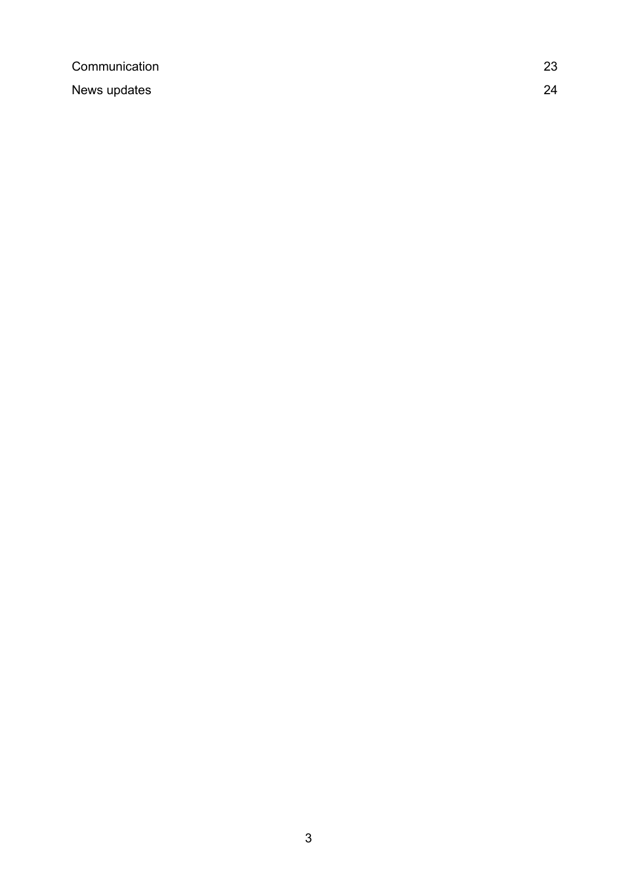Communication 23

News updates 24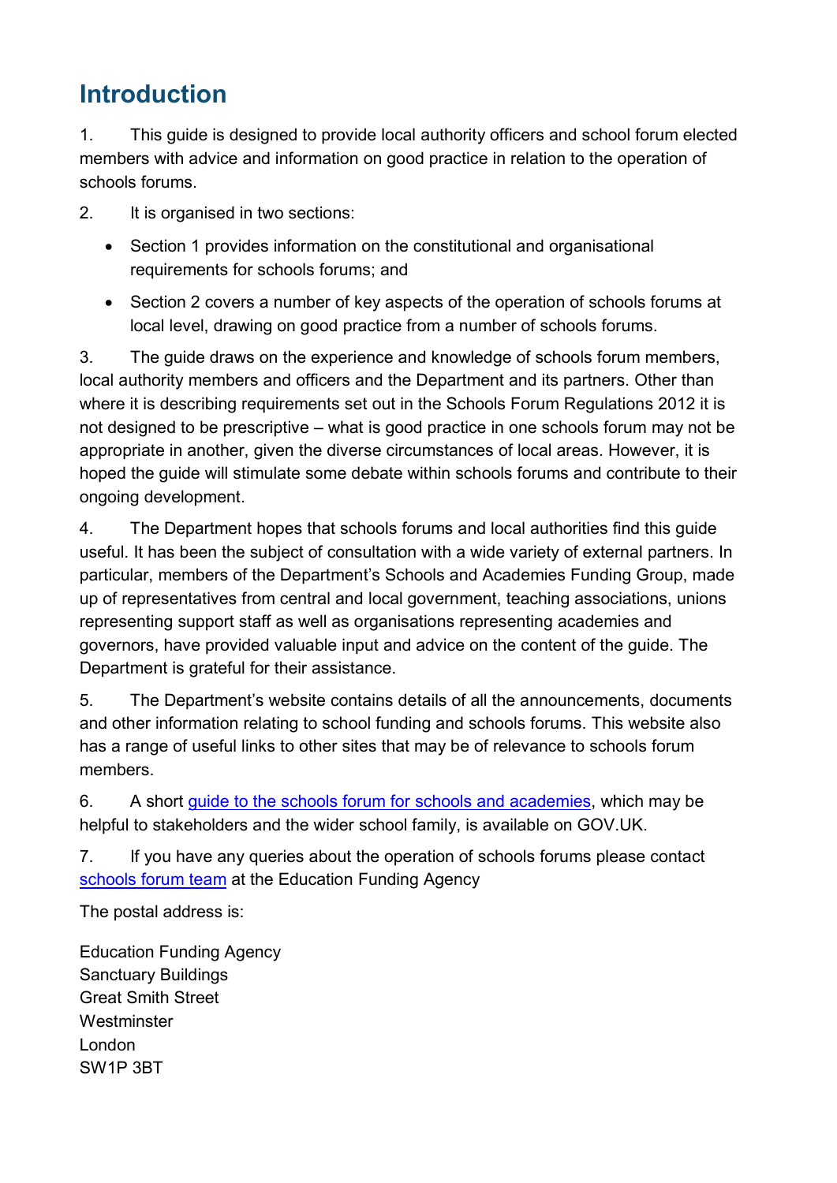# Introduction

1. This guide is designed to provide local authority officers and school forum elected members with advice and information on good practice in relation to the operation of schools forums.

2. It is organised in two sections:

- Section 1 provides information on the constitutional and organisational requirements for schools forums; and
- Section 2 covers a number of key aspects of the operation of schools forums at local level, drawing on good practice from a number of schools forums.

3. The guide draws on the experience and knowledge of schools forum members, local authority members and officers and the Department and its partners. Other than where it is describing requirements set out in the Schools Forum Regulations 2012 it is not designed to be prescriptive – what is good practice in one schools forum may not be appropriate in another, given the diverse circumstances of local areas. However, it is hoped the guide will stimulate some debate within schools forums and contribute to their ongoing development.

4. The Department hopes that schools forums and local authorities find this guide useful. It has been the subject of consultation with a wide variety of external partners. In particular, members of the Department's Schools and Academies Funding Group, made up of representatives from central and local government, teaching associations, unions representing support staff as well as organisations representing academies and governors, have provided valuable input and advice on the content of the guide. The Department is grateful for their assistance.

5. The Department's website contains details of all the announcements, documents and other information relating to school funding and schools forums. This website also has a range of useful links to other sites that may be of relevance to schools forum members.

6. A short guide to the schools forum for schools and academies, which may be helpful to stakeholders and the wider school family, is available on GOV.UK.

7. If you have any queries about the operation of schools forums please contact schools forum team at the Education Funding Agency

The postal address is:

Education Funding Agency
Sanctuary Buildings
Great Smith Street
Westminster
London
SW1P 3BT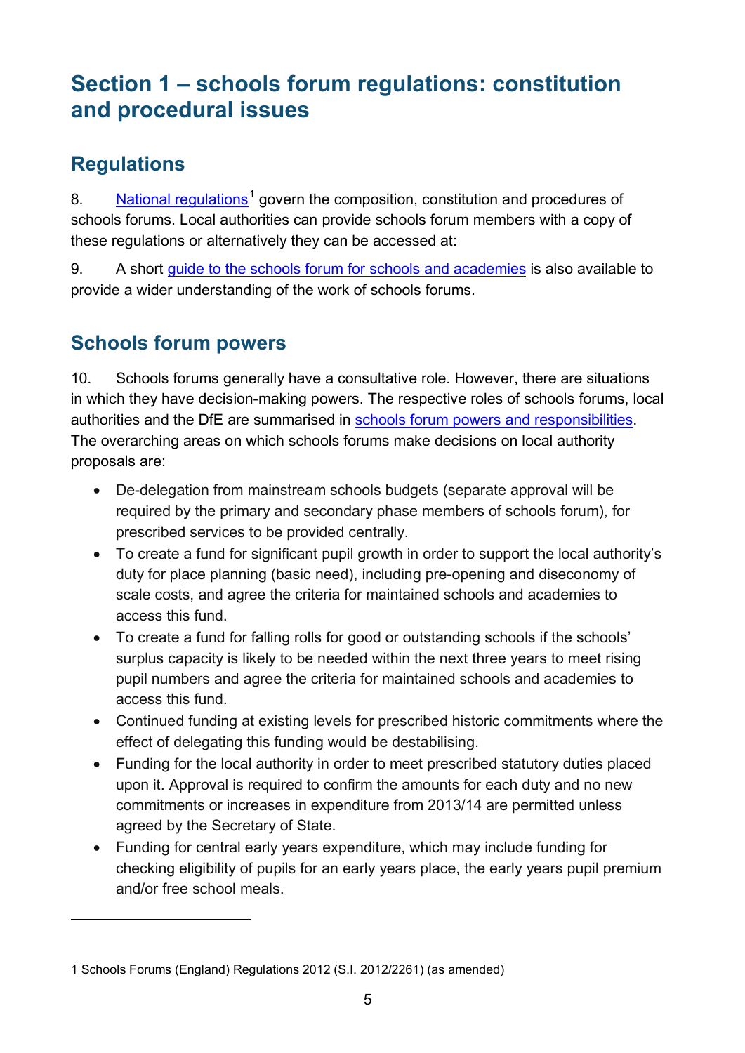# Section 1 – schools forum regulations: constitution and procedural issues

## Regulations

8. National regulations[1] govern the composition, constitution and procedures of schools forums. Local authorities can provide schools forum members with a copy of these regulations or alternatively they can be accessed at:

9. A short guide to the schools forum for schools and academies is also available to provide a wider understanding of the work of schools forums.

## Schools forum powers

10. Schools forums generally have a consultative role. However, there are situations in which they have decision-making powers. The respective roles of schools forums, local authorities and the DfE are summarised in schools forum powers and responsibilities. The overarching areas on which schools forums make decisions on local authority proposals are:

- De-delegation from mainstream schools budgets (separate approval will be required by the primary and secondary phase members of schools forum), for prescribed services to be provided centrally.
- To create a fund for significant pupil growth in order to support the local authority's duty for place planning (basic need), including pre-opening and diseconomy of scale costs, and agree the criteria for maintained schools and academies to access this fund.
- To create a fund for falling rolls for good or outstanding schools if the schools' surplus capacity is likely to be needed within the next three years to meet rising pupil numbers and agree the criteria for maintained schools and academies to access this fund.
- Continued funding at existing levels for prescribed historic commitments where the effect of delegating this funding would be destabilising.
- Funding for the local authority in order to meet prescribed statutory duties placed upon it. Approval is required to confirm the amounts for each duty and no new commitments or increases in expenditure from 2013/14 are permitted unless agreed by the Secretary of State.
- Funding for central early years expenditure, which may include funding for checking eligibility of pupils for an early years place, the early years pupil premium and/or free school meals.

---

1 Schools Forums (England) Regulations 2012 (S.I. 2012/2261) (as amended)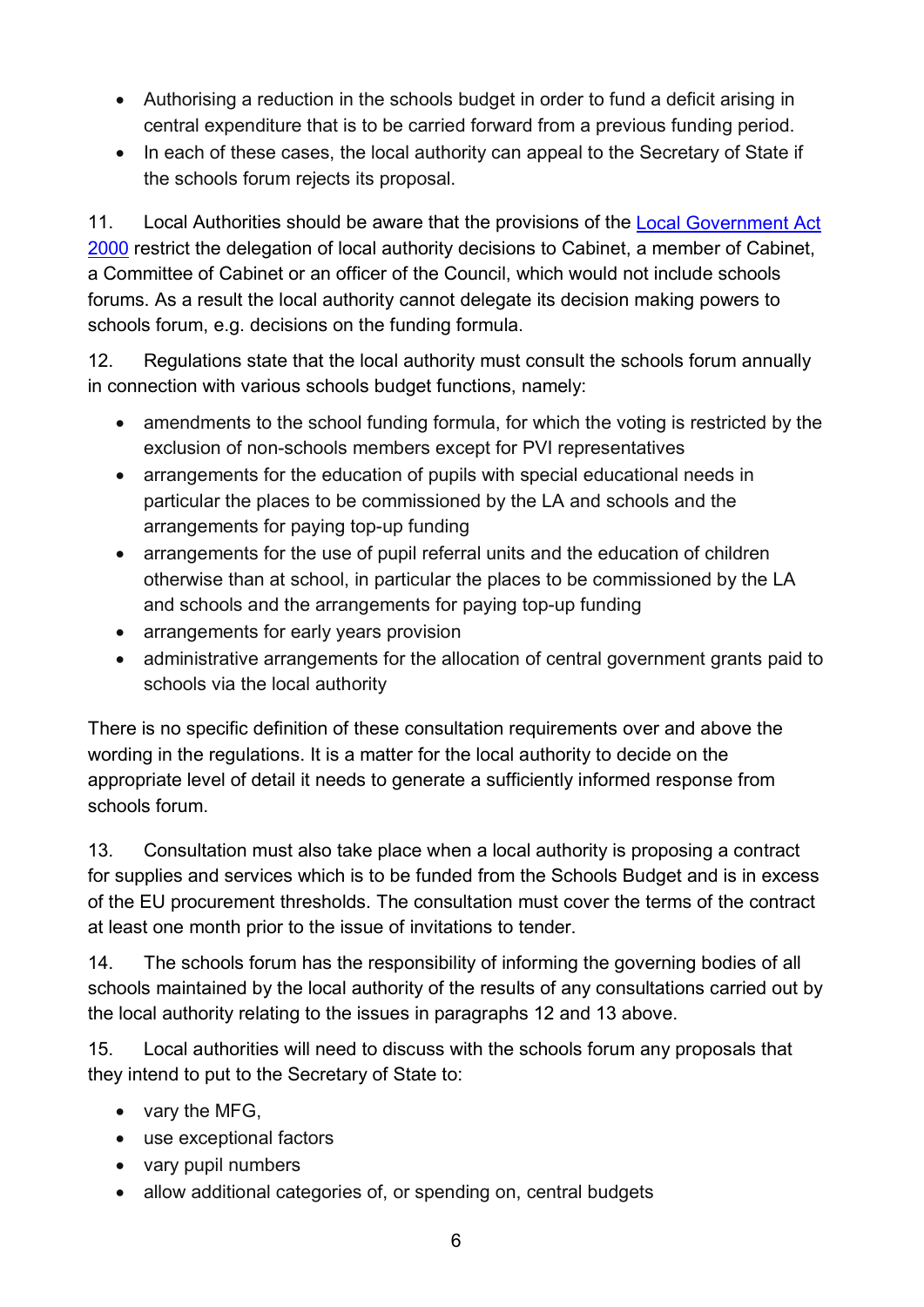- Authorising a reduction in the schools budget in order to fund a deficit arising in central expenditure that is to be carried forward from a previous funding period.
- In each of these cases, the local authority can appeal to the Secretary of State if the schools forum rejects its proposal.

11. Local Authorities should be aware that the provisions of the [Local Government Act 2000](#) restrict the delegation of local authority decisions to Cabinet, a member of Cabinet, a Committee of Cabinet or an officer of the Council, which would not include schools forums. As a result the local authority cannot delegate its decision making powers to schools forum, e.g. decisions on the funding formula.

12. Regulations state that the local authority must consult the schools forum annually in connection with various schools budget functions, namely:

- amendments to the school funding formula, for which the voting is restricted by the exclusion of non-schools members except for PVI representatives
- arrangements for the education of pupils with special educational needs in particular the places to be commissioned by the LA and schools and the arrangements for paying top-up funding
- arrangements for the use of pupil referral units and the education of children otherwise than at school, in particular the places to be commissioned by the LA and schools and the arrangements for paying top-up funding
- arrangements for early years provision
- administrative arrangements for the allocation of central government grants paid to schools via the local authority

There is no specific definition of these consultation requirements over and above the wording in the regulations. It is a matter for the local authority to decide on the appropriate level of detail it needs to generate a sufficiently informed response from schools forum.

13. Consultation must also take place when a local authority is proposing a contract for supplies and services which is to be funded from the Schools Budget and is in excess of the EU procurement thresholds. The consultation must cover the terms of the contract at least one month prior to the issue of invitations to tender.

14. The schools forum has the responsibility of informing the governing bodies of all schools maintained by the local authority of the results of any consultations carried out by the local authority relating to the issues in paragraphs 12 and 13 above.

15. Local authorities will need to discuss with the schools forum any proposals that they intend to put to the Secretary of State to:

- vary the MFG,
- use exceptional factors
- vary pupil numbers
- allow additional categories of, or spending on, central budgets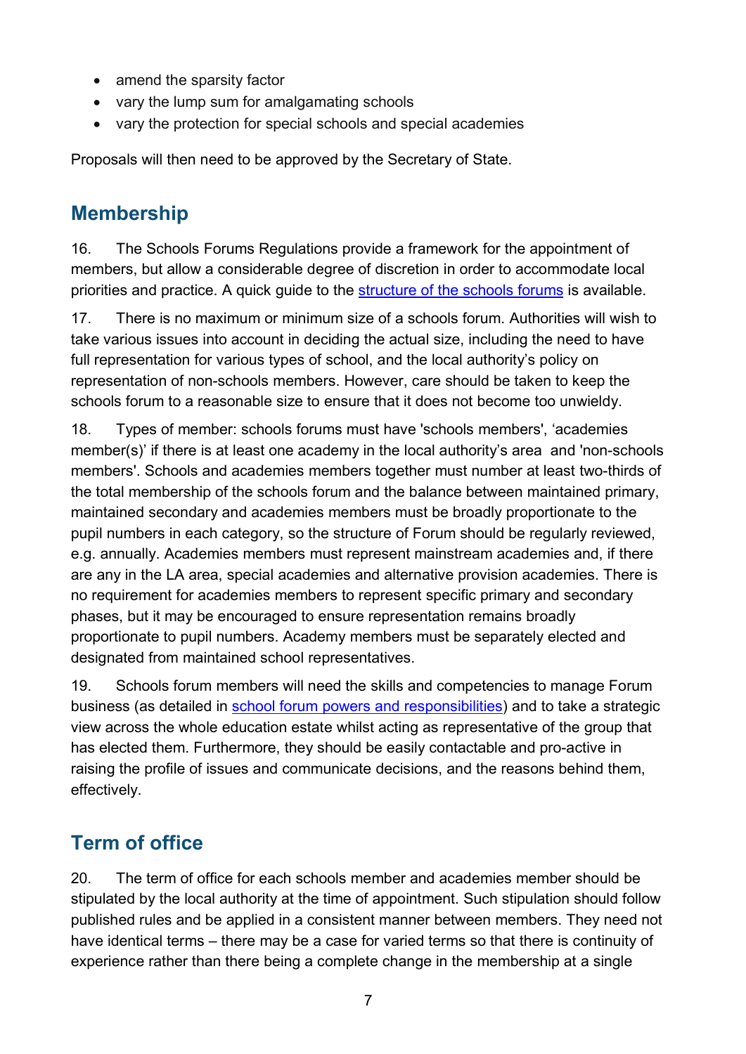- amend the sparsity factor
- vary the lump sum for amalgamating schools
- vary the protection for special schools and special academies

Proposals will then need to be approved by the Secretary of State.

## Membership

16. The Schools Forums Regulations provide a framework for the appointment of members, but allow a considerable degree of discretion in order to accommodate local priorities and practice. A quick guide to the [structure of the schools forums](#) is available.

17. There is no maximum or minimum size of a schools forum. Authorities will wish to take various issues into account in deciding the actual size, including the need to have full representation for various types of school, and the local authority's policy on representation of non-schools members. However, care should be taken to keep the schools forum to a reasonable size to ensure that it does not become too unwieldy.

18. Types of member: schools forums must have 'schools members', 'academies member(s)' if there is at least one academy in the local authority's area and 'non-schools members'. Schools and academies members together must number at least two-thirds of the total membership of the schools forum and the balance between maintained primary, maintained secondary and academies members must be broadly proportionate to the pupil numbers in each category, so the structure of Forum should be regularly reviewed, e.g. annually. Academies members must represent mainstream academies and, if there are any in the LA area, special academies and alternative provision academies. There is no requirement for academies members to represent specific primary and secondary phases, but it may be encouraged to ensure representation remains broadly proportionate to pupil numbers. Academy members must be separately elected and designated from maintained school representatives.

19. Schools forum members will need the skills and competencies to manage Forum business (as detailed in [school forum powers and responsibilities](#)) and to take a strategic view across the whole education estate whilst acting as representative of the group that has elected them. Furthermore, they should be easily contactable and pro-active in raising the profile of issues and communicate decisions, and the reasons behind them, effectively.

## Term of office

20. The term of office for each schools member and academies member should be stipulated by the local authority at the time of appointment. Such stipulation should follow published rules and be applied in a consistent manner between members. They need not have identical terms – there may be a case for varied terms so that there is continuity of experience rather than there being a complete change in the membership at a single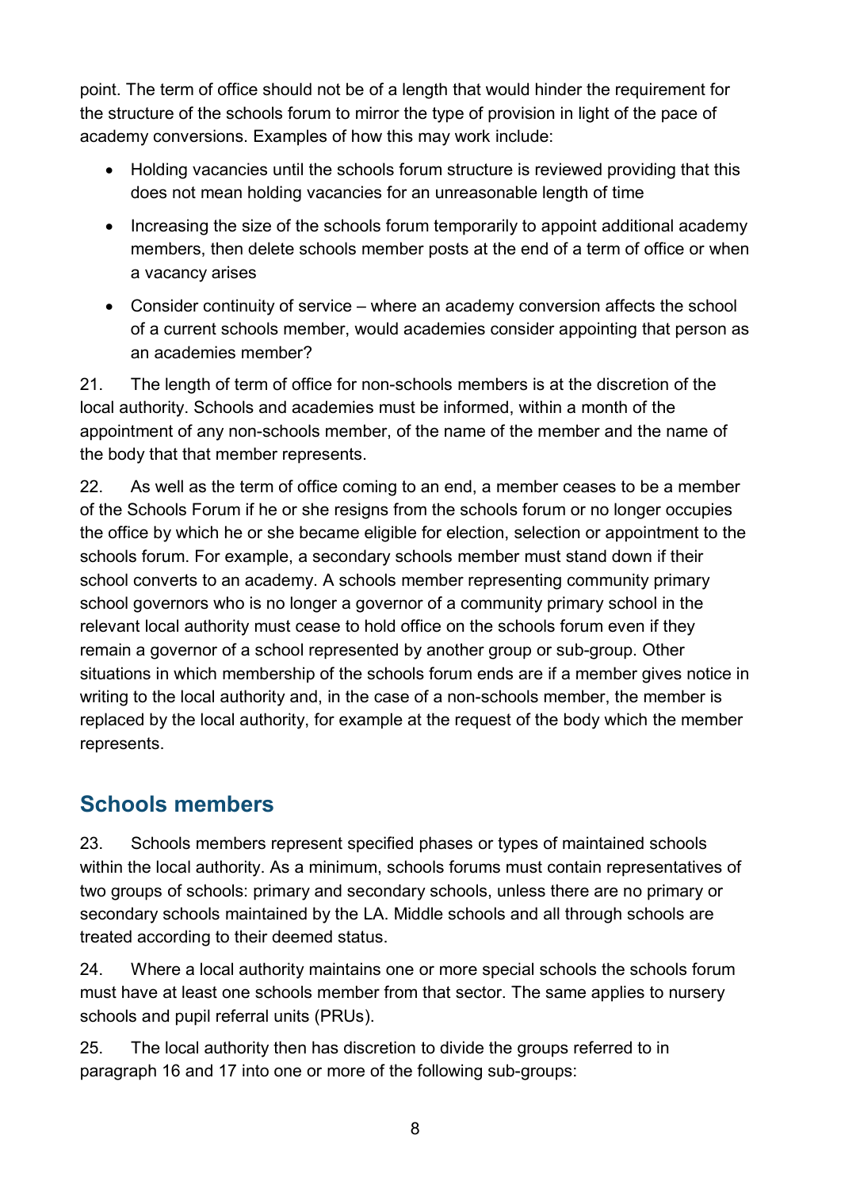point. The term of office should not be of a length that would hinder the requirement for the structure of the schools forum to mirror the type of provision in light of the pace of academy conversions. Examples of how this may work include:

- Holding vacancies until the schools forum structure is reviewed providing that this does not mean holding vacancies for an unreasonable length of time
- Increasing the size of the schools forum temporarily to appoint additional academy members, then delete schools member posts at the end of a term of office or when a vacancy arises
- Consider continuity of service – where an academy conversion affects the school of a current schools member, would academies consider appointing that person as an academies member?

21. The length of term of office for non-schools members is at the discretion of the local authority. Schools and academies must be informed, within a month of the appointment of any non-schools member, of the name of the member and the name of the body that that member represents.

22. As well as the term of office coming to an end, a member ceases to be a member of the Schools Forum if he or she resigns from the schools forum or no longer occupies the office by which he or she became eligible for election, selection or appointment to the schools forum. For example, a secondary schools member must stand down if their school converts to an academy. A schools member representing community primary school governors who is no longer a governor of a community primary school in the relevant local authority must cease to hold office on the schools forum even if they remain a governor of a school represented by another group or sub-group. Other situations in which membership of the schools forum ends are if a member gives notice in writing to the local authority and, in the case of a non-schools member, the member is replaced by the local authority, for example at the request of the body which the member represents.

## Schools members

23. Schools members represent specified phases or types of maintained schools within the local authority. As a minimum, schools forums must contain representatives of two groups of schools: primary and secondary schools, unless there are no primary or secondary schools maintained by the LA. Middle schools and all through schools are treated according to their deemed status.

24. Where a local authority maintains one or more special schools the schools forum must have at least one schools member from that sector. The same applies to nursery schools and pupil referral units (PRUs).

25. The local authority then has discretion to divide the groups referred to in paragraph 16 and 17 into one or more of the following sub-groups: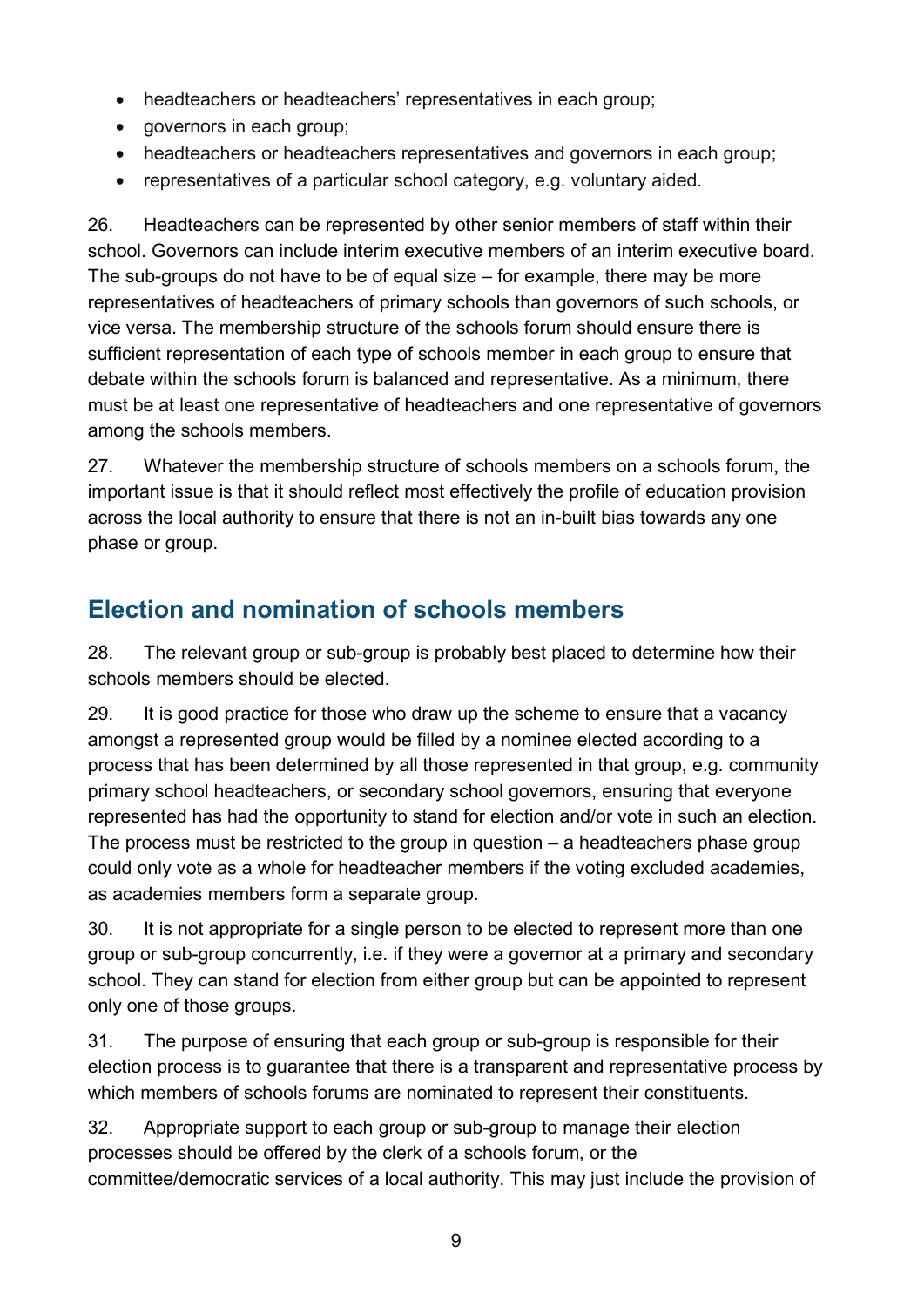- headteachers or headteachers' representatives in each group;
- governors in each group;
- headteachers or headteachers representatives and governors in each group;
- representatives of a particular school category, e.g. voluntary aided.

26. Headteachers can be represented by other senior members of staff within their school. Governors can include interim executive members of an interim executive board. The sub-groups do not have to be of equal size – for example, there may be more representatives of headteachers of primary schools than governors of such schools, or vice versa. The membership structure of the schools forum should ensure there is sufficient representation of each type of schools member in each group to ensure that debate within the schools forum is balanced and representative. As a minimum, there must be at least one representative of headteachers and one representative of governors among the schools members.

27. Whatever the membership structure of schools members on a schools forum, the important issue is that it should reflect most effectively the profile of education provision across the local authority to ensure that there is not an in-built bias towards any one phase or group.

## Election and nomination of schools members

28. The relevant group or sub-group is probably best placed to determine how their schools members should be elected.

29. It is good practice for those who draw up the scheme to ensure that a vacancy amongst a represented group would be filled by a nominee elected according to a process that has been determined by all those represented in that group, e.g. community primary school headteachers, or secondary school governors, ensuring that everyone represented has had the opportunity to stand for election and/or vote in such an election. The process must be restricted to the group in question – a headteachers phase group could only vote as a whole for headteacher members if the voting excluded academies, as academies members form a separate group.

30. It is not appropriate for a single person to be elected to represent more than one group or sub-group concurrently, i.e. if they were a governor at a primary and secondary school. They can stand for election from either group but can be appointed to represent only one of those groups.

31. The purpose of ensuring that each group or sub-group is responsible for their election process is to guarantee that there is a transparent and representative process by which members of schools forums are nominated to represent their constituents.

32. Appropriate support to each group or sub-group to manage their election processes should be offered by the clerk of a schools forum, or the committee/democratic services of a local authority. This may just include the provision of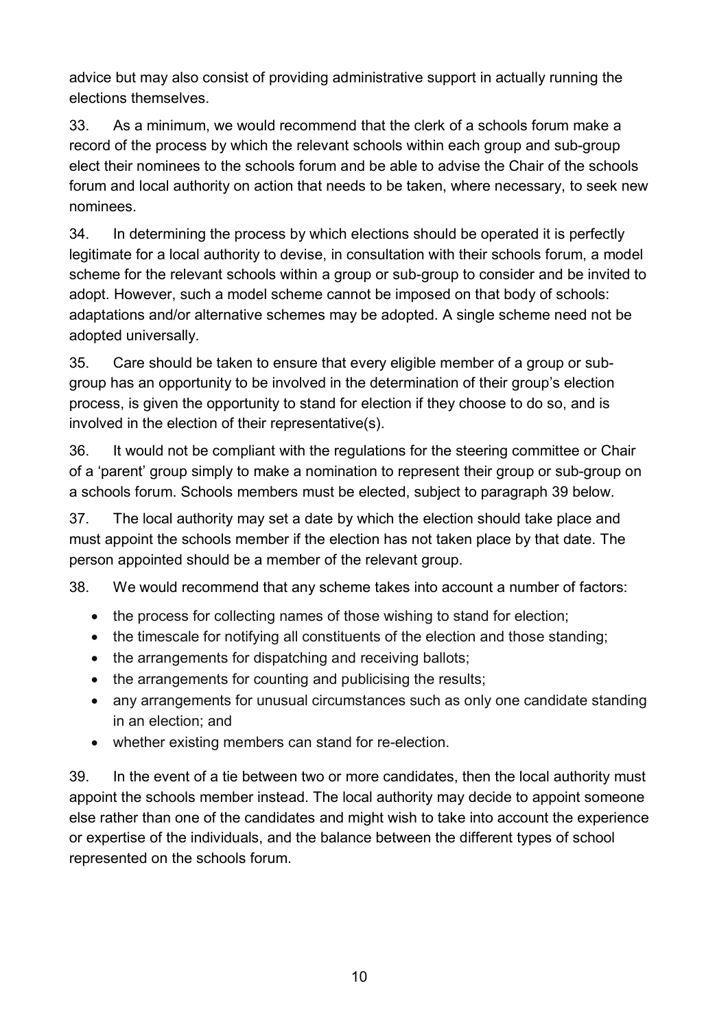advice but may also consist of providing administrative support in actually running the elections themselves.

33. As a minimum, we would recommend that the clerk of a schools forum make a record of the process by which the relevant schools within each group and sub-group elect their nominees to the schools forum and be able to advise the Chair of the schools forum and local authority on action that needs to be taken, where necessary, to seek new nominees.

34. In determining the process by which elections should be operated it is perfectly legitimate for a local authority to devise, in consultation with their schools forum, a model scheme for the relevant schools within a group or sub-group to consider and be invited to adopt. However, such a model scheme cannot be imposed on that body of schools: adaptations and/or alternative schemes may be adopted. A single scheme need not be adopted universally.

35. Care should be taken to ensure that every eligible member of a group or sub-group has an opportunity to be involved in the determination of their group's election process, is given the opportunity to stand for election if they choose to do so, and is involved in the election of their representative(s).

36. It would not be compliant with the regulations for the steering committee or Chair of a 'parent' group simply to make a nomination to represent their group or sub-group on a schools forum. Schools members must be elected, subject to paragraph 39 below.

37. The local authority may set a date by which the election should take place and must appoint the schools member if the election has not taken place by that date. The person appointed should be a member of the relevant group.

38. We would recommend that any scheme takes into account a number of factors:

- the process for collecting names of those wishing to stand for election;
- the timescale for notifying all constituents of the election and those standing;
- the arrangements for dispatching and receiving ballots;
- the arrangements for counting and publicising the results;
- any arrangements for unusual circumstances such as only one candidate standing in an election; and
- whether existing members can stand for re-election.

39. In the event of a tie between two or more candidates, then the local authority must appoint the schools member instead. The local authority may decide to appoint someone else rather than one of the candidates and might wish to take into account the experience or expertise of the individuals, and the balance between the different types of school represented on the schools forum.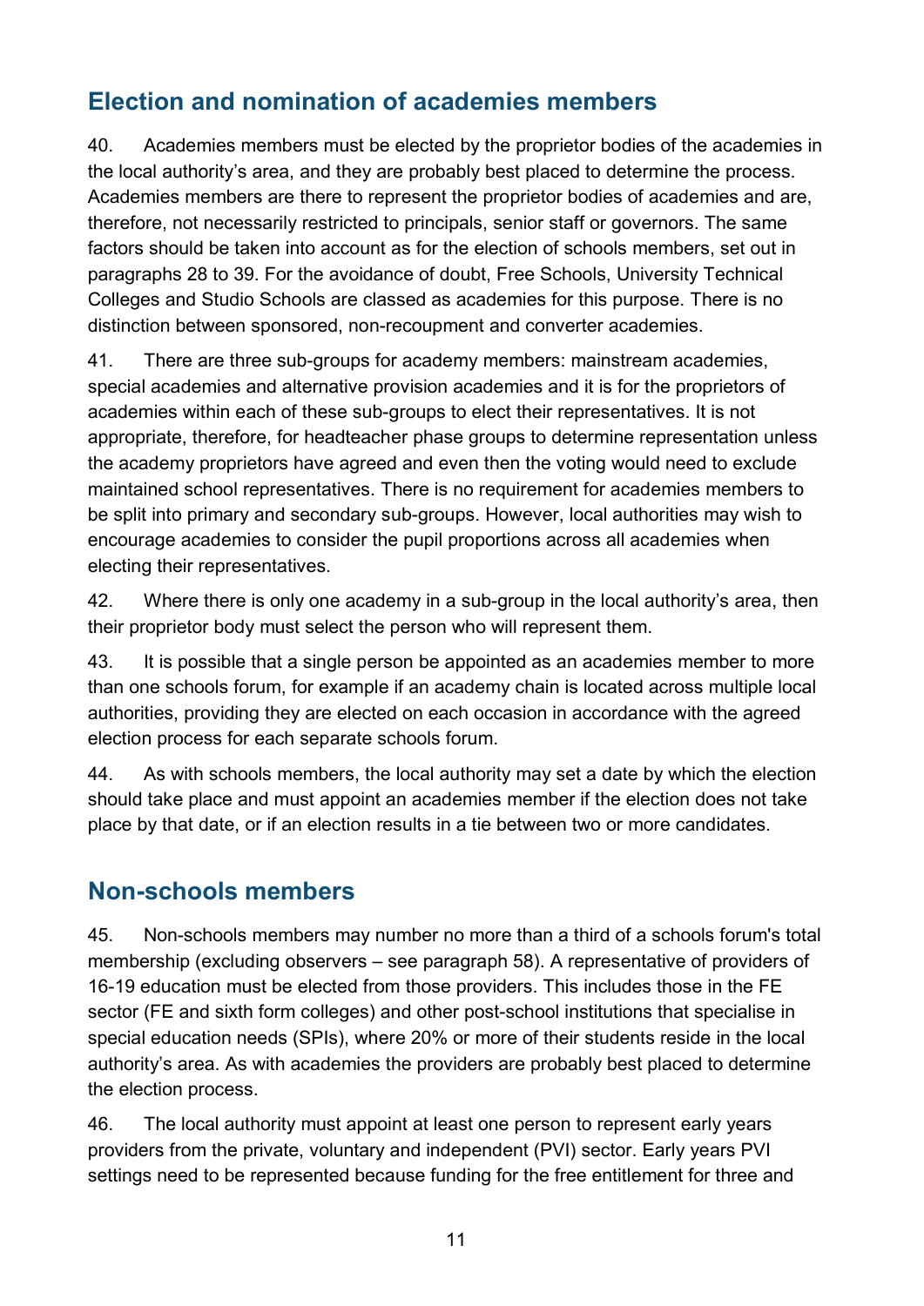## Election and nomination of academies members

40. Academies members must be elected by the proprietor bodies of the academies in the local authority's area, and they are probably best placed to determine the process. Academies members are there to represent the proprietor bodies of academies and are, therefore, not necessarily restricted to principals, senior staff or governors. The same factors should be taken into account as for the election of schools members, set out in paragraphs 28 to 39. For the avoidance of doubt, Free Schools, University Technical Colleges and Studio Schools are classed as academies for this purpose. There is no distinction between sponsored, non-recoupment and converter academies.

41. There are three sub-groups for academy members: mainstream academies, special academies and alternative provision academies and it is for the proprietors of academies within each of these sub-groups to elect their representatives. It is not appropriate, therefore, for headteacher phase groups to determine representation unless the academy proprietors have agreed and even then the voting would need to exclude maintained school representatives. There is no requirement for academies members to be split into primary and secondary sub-groups. However, local authorities may wish to encourage academies to consider the pupil proportions across all academies when electing their representatives.

42. Where there is only one academy in a sub-group in the local authority's area, then their proprietor body must select the person who will represent them.

43. It is possible that a single person be appointed as an academies member to more than one schools forum, for example if an academy chain is located across multiple local authorities, providing they are elected on each occasion in accordance with the agreed election process for each separate schools forum.

44. As with schools members, the local authority may set a date by which the election should take place and must appoint an academies member if the election does not take place by that date, or if an election results in a tie between two or more candidates.

## Non-schools members

45. Non-schools members may number no more than a third of a schools forum's total membership (excluding observers – see paragraph 58). A representative of providers of 16-19 education must be elected from those providers. This includes those in the FE sector (FE and sixth form colleges) and other post-school institutions that specialise in special education needs (SPIs), where 20% or more of their students reside in the local authority's area. As with academies the providers are probably best placed to determine the election process.

46. The local authority must appoint at least one person to represent early years providers from the private, voluntary and independent (PVI) sector. Early years PVI settings need to be represented because funding for the free entitlement for three and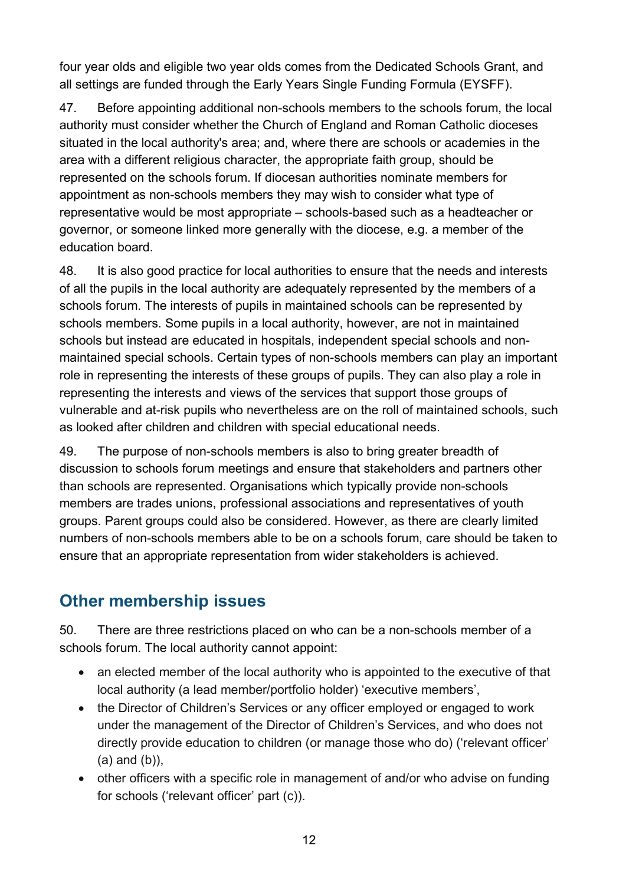four year olds and eligible two year olds comes from the Dedicated Schools Grant, and all settings are funded through the Early Years Single Funding Formula (EYSFF).

47. Before appointing additional non-schools members to the schools forum, the local authority must consider whether the Church of England and Roman Catholic dioceses situated in the local authority's area; and, where there are schools or academies in the area with a different religious character, the appropriate faith group, should be represented on the schools forum. If diocesan authorities nominate members for appointment as non-schools members they may wish to consider what type of representative would be most appropriate – schools-based such as a headteacher or governor, or someone linked more generally with the diocese, e.g. a member of the education board.

48. It is also good practice for local authorities to ensure that the needs and interests of all the pupils in the local authority are adequately represented by the members of a schools forum. The interests of pupils in maintained schools can be represented by schools members. Some pupils in a local authority, however, are not in maintained schools but instead are educated in hospitals, independent special schools and non-maintained special schools. Certain types of non-schools members can play an important role in representing the interests of these groups of pupils. They can also play a role in representing the interests and views of the services that support those groups of vulnerable and at-risk pupils who nevertheless are on the roll of maintained schools, such as looked after children and children with special educational needs.

49. The purpose of non-schools members is also to bring greater breadth of discussion to schools forum meetings and ensure that stakeholders and partners other than schools are represented. Organisations which typically provide non-schools members are trades unions, professional associations and representatives of youth groups. Parent groups could also be considered. However, as there are clearly limited numbers of non-schools members able to be on a schools forum, care should be taken to ensure that an appropriate representation from wider stakeholders is achieved.

## Other membership issues

50. There are three restrictions placed on who can be a non-schools member of a schools forum. The local authority cannot appoint:

- an elected member of the local authority who is appointed to the executive of that local authority (a lead member/portfolio holder) 'executive members',
- the Director of Children's Services or any officer employed or engaged to work under the management of the Director of Children's Services, and who does not directly provide education to children (or manage those who do) ('relevant officer' (a) and (b)),
- other officers with a specific role in management of and/or who advise on funding for schools ('relevant officer' part (c)).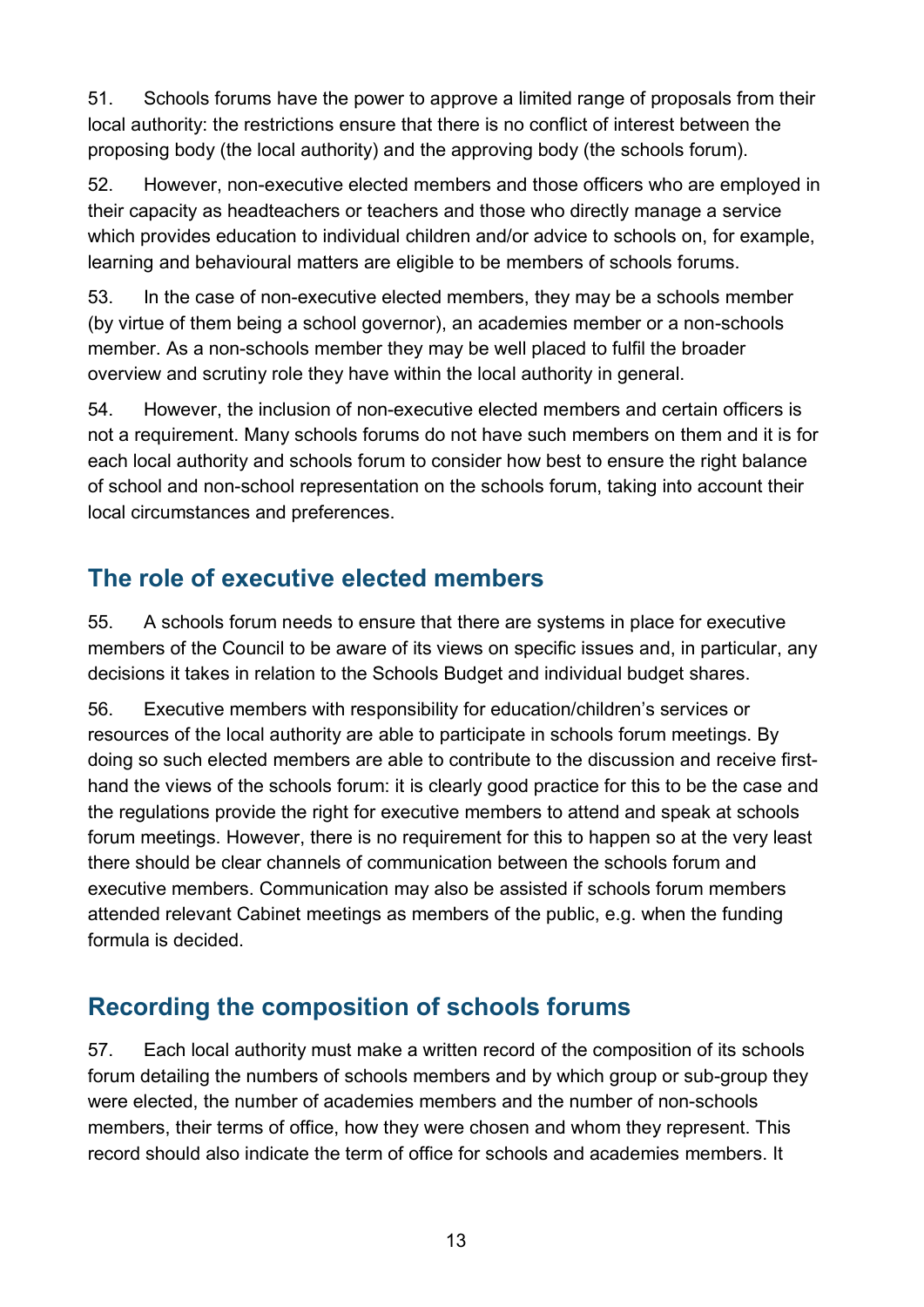51. Schools forums have the power to approve a limited range of proposals from their local authority: the restrictions ensure that there is no conflict of interest between the proposing body (the local authority) and the approving body (the schools forum).

52. However, non-executive elected members and those officers who are employed in their capacity as headteachers or teachers and those who directly manage a service which provides education to individual children and/or advice to schools on, for example, learning and behavioural matters are eligible to be members of schools forums.

53. In the case of non-executive elected members, they may be a schools member (by virtue of them being a school governor), an academies member or a non-schools member. As a non-schools member they may be well placed to fulfil the broader overview and scrutiny role they have within the local authority in general.

54. However, the inclusion of non-executive elected members and certain officers is not a requirement. Many schools forums do not have such members on them and it is for each local authority and schools forum to consider how best to ensure the right balance of school and non-school representation on the schools forum, taking into account their local circumstances and preferences.

## The role of executive elected members

55. A schools forum needs to ensure that there are systems in place for executive members of the Council to be aware of its views on specific issues and, in particular, any decisions it takes in relation to the Schools Budget and individual budget shares.

56. Executive members with responsibility for education/children's services or resources of the local authority are able to participate in schools forum meetings. By doing so such elected members are able to contribute to the discussion and receive first-hand the views of the schools forum: it is clearly good practice for this to be the case and the regulations provide the right for executive members to attend and speak at schools forum meetings. However, there is no requirement for this to happen so at the very least there should be clear channels of communication between the schools forum and executive members. Communication may also be assisted if schools forum members attended relevant Cabinet meetings as members of the public, e.g. when the funding formula is decided.

## Recording the composition of schools forums

57. Each local authority must make a written record of the composition of its schools forum detailing the numbers of schools members and by which group or sub-group they were elected, the number of academies members and the number of non-schools members, their terms of office, how they were chosen and whom they represent. This record should also indicate the term of office for schools and academies members. It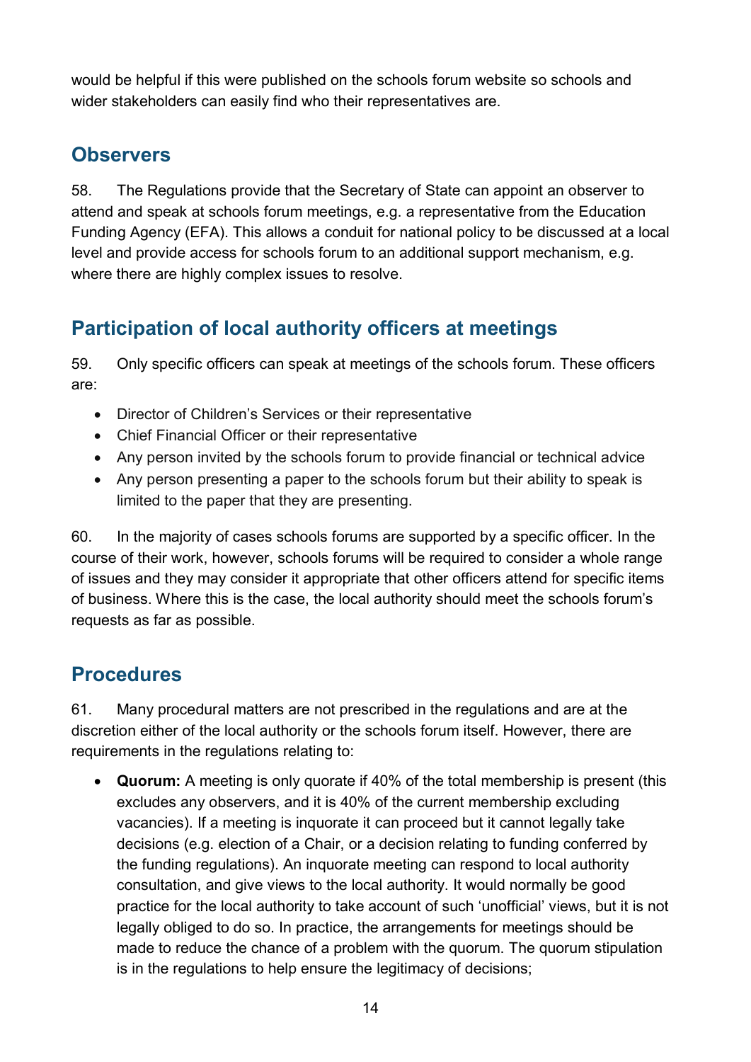would be helpful if this were published on the schools forum website so schools and wider stakeholders can easily find who their representatives are.

## Observers

58. The Regulations provide that the Secretary of State can appoint an observer to attend and speak at schools forum meetings, e.g. a representative from the Education Funding Agency (EFA). This allows a conduit for national policy to be discussed at a local level and provide access for schools forum to an additional support mechanism, e.g. where there are highly complex issues to resolve.

## Participation of local authority officers at meetings

59. Only specific officers can speak at meetings of the schools forum. These officers are:

- Director of Children's Services or their representative
- Chief Financial Officer or their representative
- Any person invited by the schools forum to provide financial or technical advice
- Any person presenting a paper to the schools forum but their ability to speak is limited to the paper that they are presenting.

60. In the majority of cases schools forums are supported by a specific officer. In the course of their work, however, schools forums will be required to consider a whole range of issues and they may consider it appropriate that other officers attend for specific items of business. Where this is the case, the local authority should meet the schools forum's requests as far as possible.

## Procedures

61. Many procedural matters are not prescribed in the regulations and are at the discretion either of the local authority or the schools forum itself. However, there are requirements in the regulations relating to:

- **Quorum:** A meeting is only quorate if 40% of the total membership is present (this excludes any observers, and it is 40% of the current membership excluding vacancies). If a meeting is inquorate it can proceed but it cannot legally take decisions (e.g. election of a Chair, or a decision relating to funding conferred by the funding regulations). An inquorate meeting can respond to local authority consultation, and give views to the local authority. It would normally be good practice for the local authority to take account of such 'unofficial' views, but it is not legally obliged to do so. In practice, the arrangements for meetings should be made to reduce the chance of a problem with the quorum. The quorum stipulation is in the regulations to help ensure the legitimacy of decisions;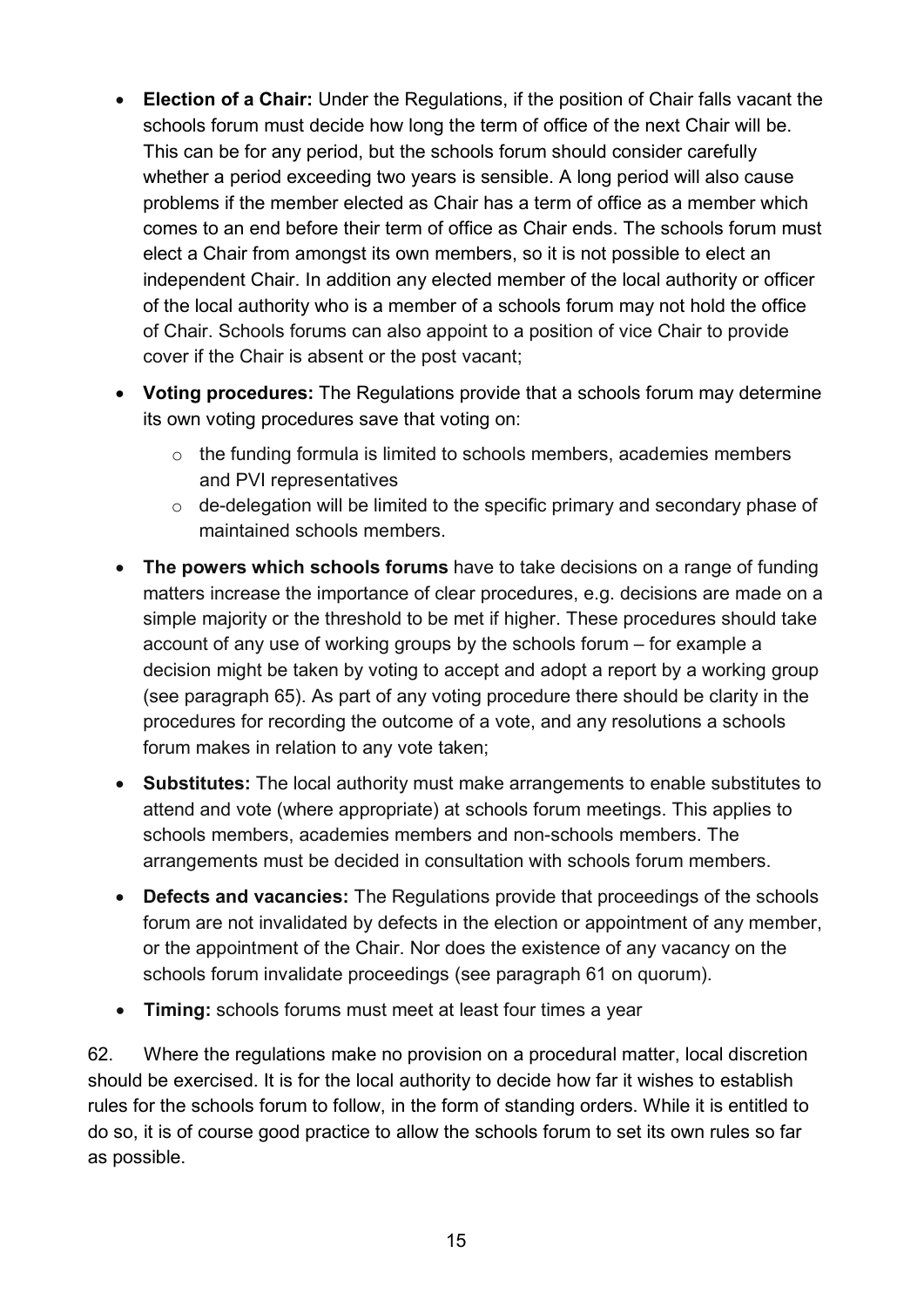- **Election of a Chair:** Under the Regulations, if the position of Chair falls vacant the schools forum must decide how long the term of office of the next Chair will be. This can be for any period, but the schools forum should consider carefully whether a period exceeding two years is sensible. A long period will also cause problems if the member elected as Chair has a term of office as a member which comes to an end before their term of office as Chair ends. The schools forum must elect a Chair from amongst its own members, so it is not possible to elect an independent Chair. In addition any elected member of the local authority or officer of the local authority who is a member of a schools forum may not hold the office of Chair. Schools forums can also appoint to a position of vice Chair to provide cover if the Chair is absent or the post vacant;
- **Voting procedures:** The Regulations provide that a schools forum may determine its own voting procedures save that voting on:
  - the funding formula is limited to schools members, academies members and PVI representatives
  - de-delegation will be limited to the specific primary and secondary phase of maintained schools members.
- **The powers which schools forums** have to take decisions on a range of funding matters increase the importance of clear procedures, e.g. decisions are made on a simple majority or the threshold to be met if higher. These procedures should take account of any use of working groups by the schools forum – for example a decision might be taken by voting to accept and adopt a report by a working group (see paragraph 65). As part of any voting procedure there should be clarity in the procedures for recording the outcome of a vote, and any resolutions a schools forum makes in relation to any vote taken;
- **Substitutes:** The local authority must make arrangements to enable substitutes to attend and vote (where appropriate) at schools forum meetings. This applies to schools members, academies members and non-schools members. The arrangements must be decided in consultation with schools forum members.
- **Defects and vacancies:** The Regulations provide that proceedings of the schools forum are not invalidated by defects in the election or appointment of any member, or the appointment of the Chair. Nor does the existence of any vacancy on the schools forum invalidate proceedings (see paragraph 61 on quorum).
- **Timing:** schools forums must meet at least four times a year

62. Where the regulations make no provision on a procedural matter, local discretion should be exercised. It is for the local authority to decide how far it wishes to establish rules for the schools forum to follow, in the form of standing orders. While it is entitled to do so, it is of course good practice to allow the schools forum to set its own rules so far as possible.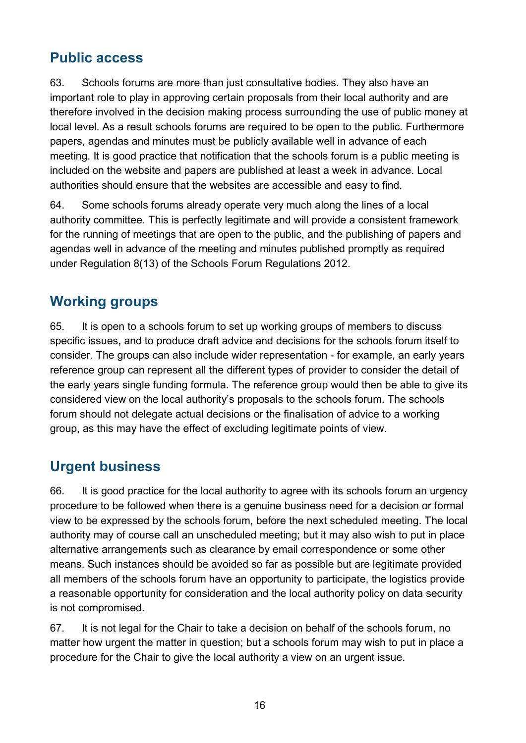## Public access

63. Schools forums are more than just consultative bodies. They also have an important role to play in approving certain proposals from their local authority and are therefore involved in the decision making process surrounding the use of public money at local level. As a result schools forums are required to be open to the public. Furthermore papers, agendas and minutes must be publicly available well in advance of each meeting. It is good practice that notification that the schools forum is a public meeting is included on the website and papers are published at least a week in advance. Local authorities should ensure that the websites are accessible and easy to find.

64. Some schools forums already operate very much along the lines of a local authority committee. This is perfectly legitimate and will provide a consistent framework for the running of meetings that are open to the public, and the publishing of papers and agendas well in advance of the meeting and minutes published promptly as required under Regulation 8(13) of the Schools Forum Regulations 2012.

## Working groups

65. It is open to a schools forum to set up working groups of members to discuss specific issues, and to produce draft advice and decisions for the schools forum itself to consider. The groups can also include wider representation - for example, an early years reference group can represent all the different types of provider to consider the detail of the early years single funding formula. The reference group would then be able to give its considered view on the local authority's proposals to the schools forum. The schools forum should not delegate actual decisions or the finalisation of advice to a working group, as this may have the effect of excluding legitimate points of view.

## Urgent business

66. It is good practice for the local authority to agree with its schools forum an urgency procedure to be followed when there is a genuine business need for a decision or formal view to be expressed by the schools forum, before the next scheduled meeting. The local authority may of course call an unscheduled meeting; but it may also wish to put in place alternative arrangements such as clearance by email correspondence or some other means. Such instances should be avoided so far as possible but are legitimate provided all members of the schools forum have an opportunity to participate, the logistics provide a reasonable opportunity for consideration and the local authority policy on data security is not compromised.

67. It is not legal for the Chair to take a decision on behalf of the schools forum, no matter how urgent the matter in question; but a schools forum may wish to put in place a procedure for the Chair to give the local authority a view on an urgent issue.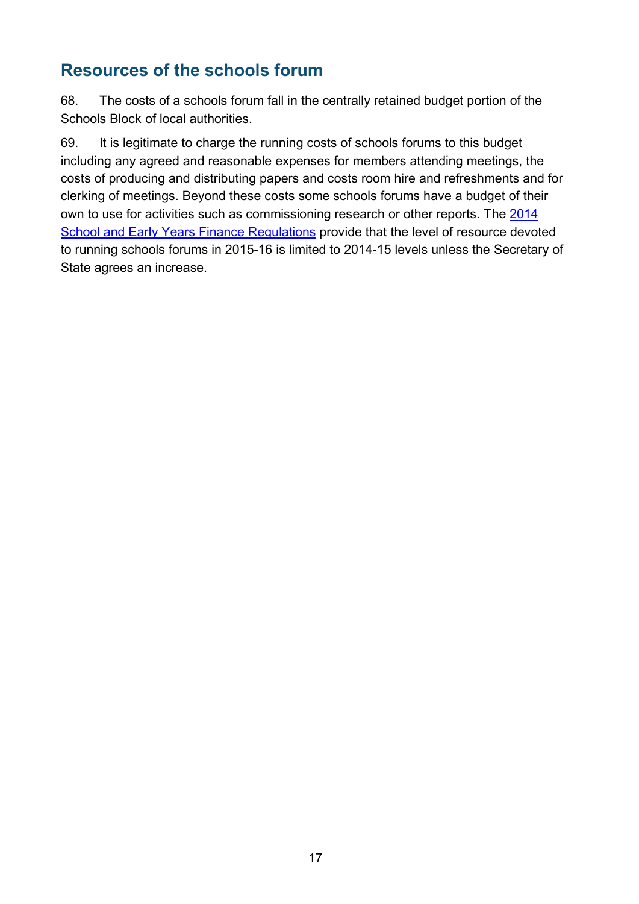## Resources of the schools forum

68. The costs of a schools forum fall in the centrally retained budget portion of the Schools Block of local authorities.

69. It is legitimate to charge the running costs of schools forums to this budget including any agreed and reasonable expenses for members attending meetings, the costs of producing and distributing papers and costs room hire and refreshments and for clerking of meetings. Beyond these costs some schools forums have a budget of their own to use for activities such as commissioning research or other reports. The [2014 School and Early Years Finance Regulations](#) provide that the level of resource devoted to running schools forums in 2015-16 is limited to 2014-15 levels unless the Secretary of State agrees an increase.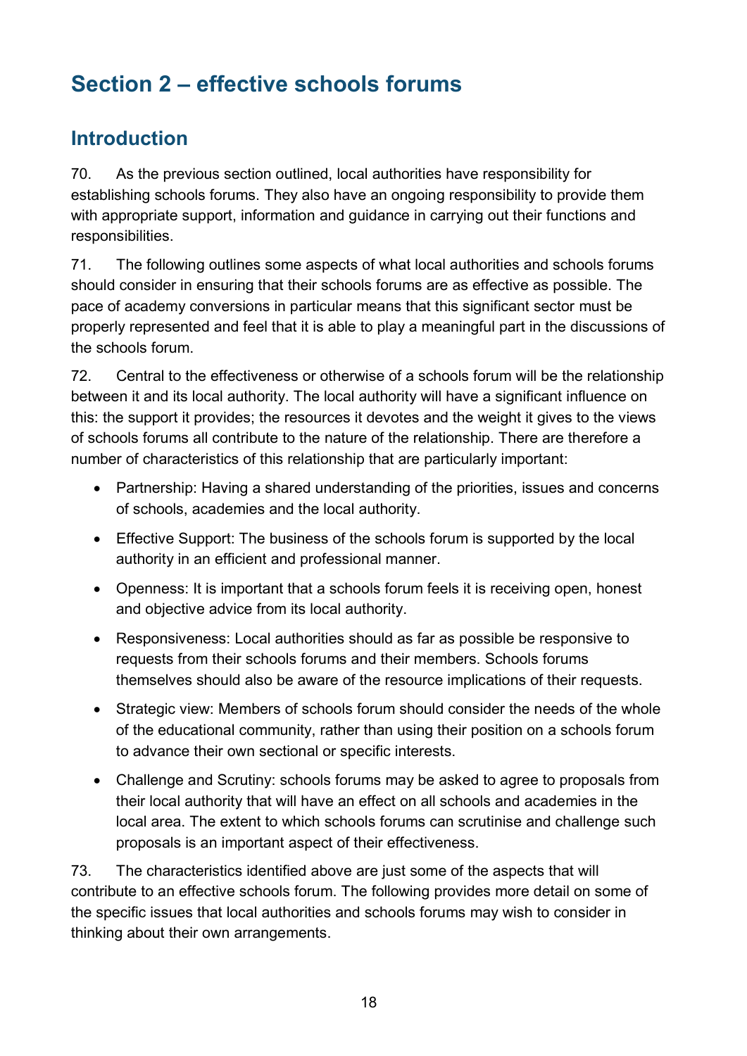# Section 2 – effective schools forums

## Introduction

70. As the previous section outlined, local authorities have responsibility for establishing schools forums. They also have an ongoing responsibility to provide them with appropriate support, information and guidance in carrying out their functions and responsibilities.

71. The following outlines some aspects of what local authorities and schools forums should consider in ensuring that their schools forums are as effective as possible. The pace of academy conversions in particular means that this significant sector must be properly represented and feel that it is able to play a meaningful part in the discussions of the schools forum.

72. Central to the effectiveness or otherwise of a schools forum will be the relationship between it and its local authority. The local authority will have a significant influence on this: the support it provides; the resources it devotes and the weight it gives to the views of schools forums all contribute to the nature of the relationship. There are therefore a number of characteristics of this relationship that are particularly important:

- Partnership: Having a shared understanding of the priorities, issues and concerns of schools, academies and the local authority.
- Effective Support: The business of the schools forum is supported by the local authority in an efficient and professional manner.
- Openness: It is important that a schools forum feels it is receiving open, honest and objective advice from its local authority.
- Responsiveness: Local authorities should as far as possible be responsive to requests from their schools forums and their members. Schools forums themselves should also be aware of the resource implications of their requests.
- Strategic view: Members of schools forum should consider the needs of the whole of the educational community, rather than using their position on a schools forum to advance their own sectional or specific interests.
- Challenge and Scrutiny: schools forums may be asked to agree to proposals from their local authority that will have an effect on all schools and academies in the local area. The extent to which schools forums can scrutinise and challenge such proposals is an important aspect of their effectiveness.

73. The characteristics identified above are just some of the aspects that will contribute to an effective schools forum. The following provides more detail on some of the specific issues that local authorities and schools forums may wish to consider in thinking about their own arrangements.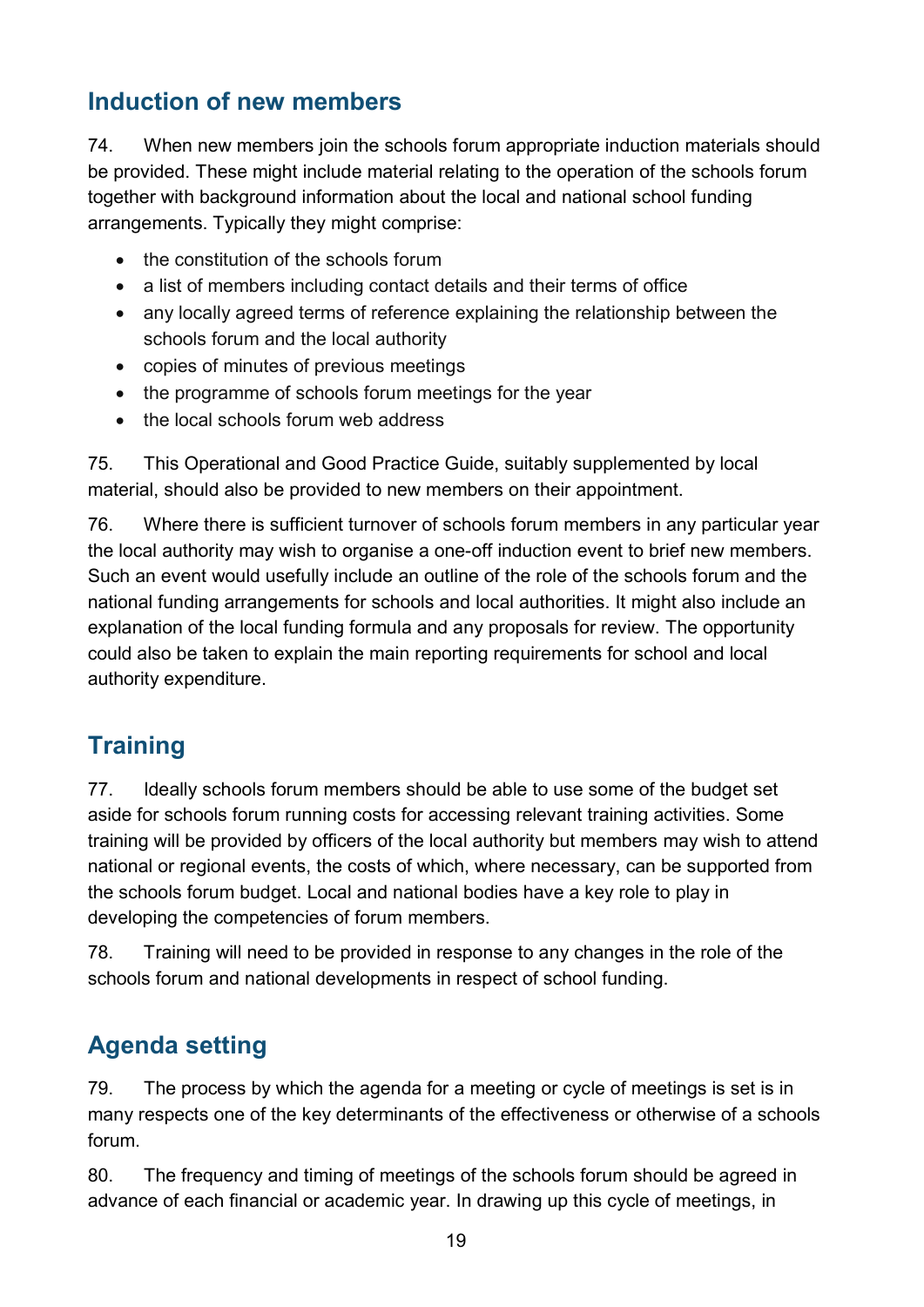## Induction of new members

74. When new members join the schools forum appropriate induction materials should be provided. These might include material relating to the operation of the schools forum together with background information about the local and national school funding arrangements. Typically they might comprise:

- the constitution of the schools forum
- a list of members including contact details and their terms of office
- any locally agreed terms of reference explaining the relationship between the schools forum and the local authority
- copies of minutes of previous meetings
- the programme of schools forum meetings for the year
- the local schools forum web address

75. This Operational and Good Practice Guide, suitably supplemented by local material, should also be provided to new members on their appointment.

76. Where there is sufficient turnover of schools forum members in any particular year the local authority may wish to organise a one-off induction event to brief new members. Such an event would usefully include an outline of the role of the schools forum and the national funding arrangements for schools and local authorities. It might also include an explanation of the local funding formula and any proposals for review. The opportunity could also be taken to explain the main reporting requirements for school and local authority expenditure.

## Training

77. Ideally schools forum members should be able to use some of the budget set aside for schools forum running costs for accessing relevant training activities. Some training will be provided by officers of the local authority but members may wish to attend national or regional events, the costs of which, where necessary, can be supported from the schools forum budget. Local and national bodies have a key role to play in developing the competencies of forum members.

78. Training will need to be provided in response to any changes in the role of the schools forum and national developments in respect of school funding.

## Agenda setting

79. The process by which the agenda for a meeting or cycle of meetings is set is in many respects one of the key determinants of the effectiveness or otherwise of a schools forum.

80. The frequency and timing of meetings of the schools forum should be agreed in advance of each financial or academic year. In drawing up this cycle of meetings, in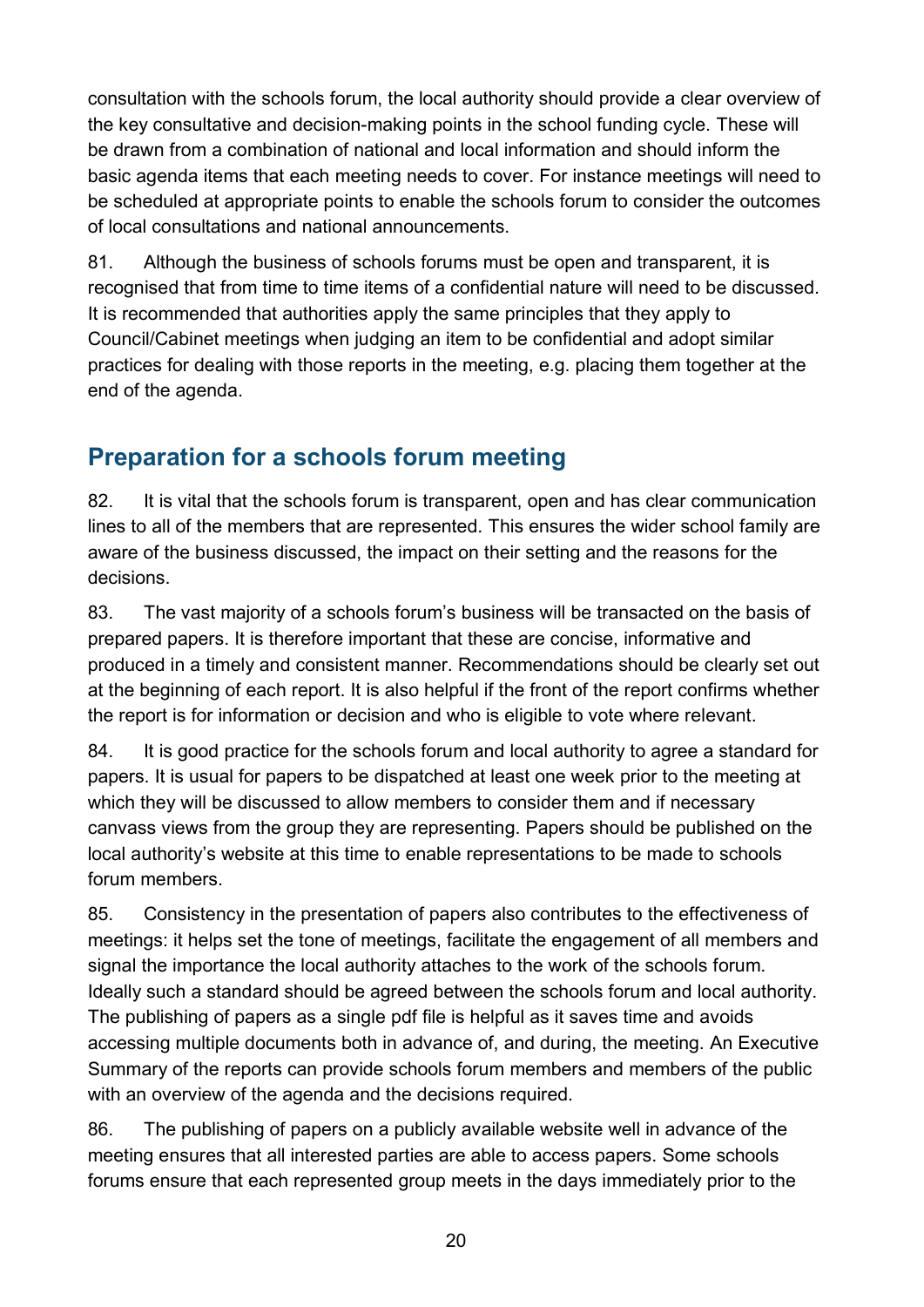consultation with the schools forum, the local authority should provide a clear overview of the key consultative and decision-making points in the school funding cycle. These will be drawn from a combination of national and local information and should inform the basic agenda items that each meeting needs to cover. For instance meetings will need to be scheduled at appropriate points to enable the schools forum to consider the outcomes of local consultations and national announcements.

81. Although the business of schools forums must be open and transparent, it is recognised that from time to time items of a confidential nature will need to be discussed. It is recommended that authorities apply the same principles that they apply to Council/Cabinet meetings when judging an item to be confidential and adopt similar practices for dealing with those reports in the meeting, e.g. placing them together at the end of the agenda.

## Preparation for a schools forum meeting

82. It is vital that the schools forum is transparent, open and has clear communication lines to all of the members that are represented. This ensures the wider school family are aware of the business discussed, the impact on their setting and the reasons for the decisions.

83. The vast majority of a schools forum's business will be transacted on the basis of prepared papers. It is therefore important that these are concise, informative and produced in a timely and consistent manner. Recommendations should be clearly set out at the beginning of each report. It is also helpful if the front of the report confirms whether the report is for information or decision and who is eligible to vote where relevant.

84. It is good practice for the schools forum and local authority to agree a standard for papers. It is usual for papers to be dispatched at least one week prior to the meeting at which they will be discussed to allow members to consider them and if necessary canvass views from the group they are representing. Papers should be published on the local authority's website at this time to enable representations to be made to schools forum members.

85. Consistency in the presentation of papers also contributes to the effectiveness of meetings: it helps set the tone of meetings, facilitate the engagement of all members and signal the importance the local authority attaches to the work of the schools forum. Ideally such a standard should be agreed between the schools forum and local authority. The publishing of papers as a single pdf file is helpful as it saves time and avoids accessing multiple documents both in advance of, and during, the meeting. An Executive Summary of the reports can provide schools forum members and members of the public with an overview of the agenda and the decisions required.

86. The publishing of papers on a publicly available website well in advance of the meeting ensures that all interested parties are able to access papers. Some schools forums ensure that each represented group meets in the days immediately prior to the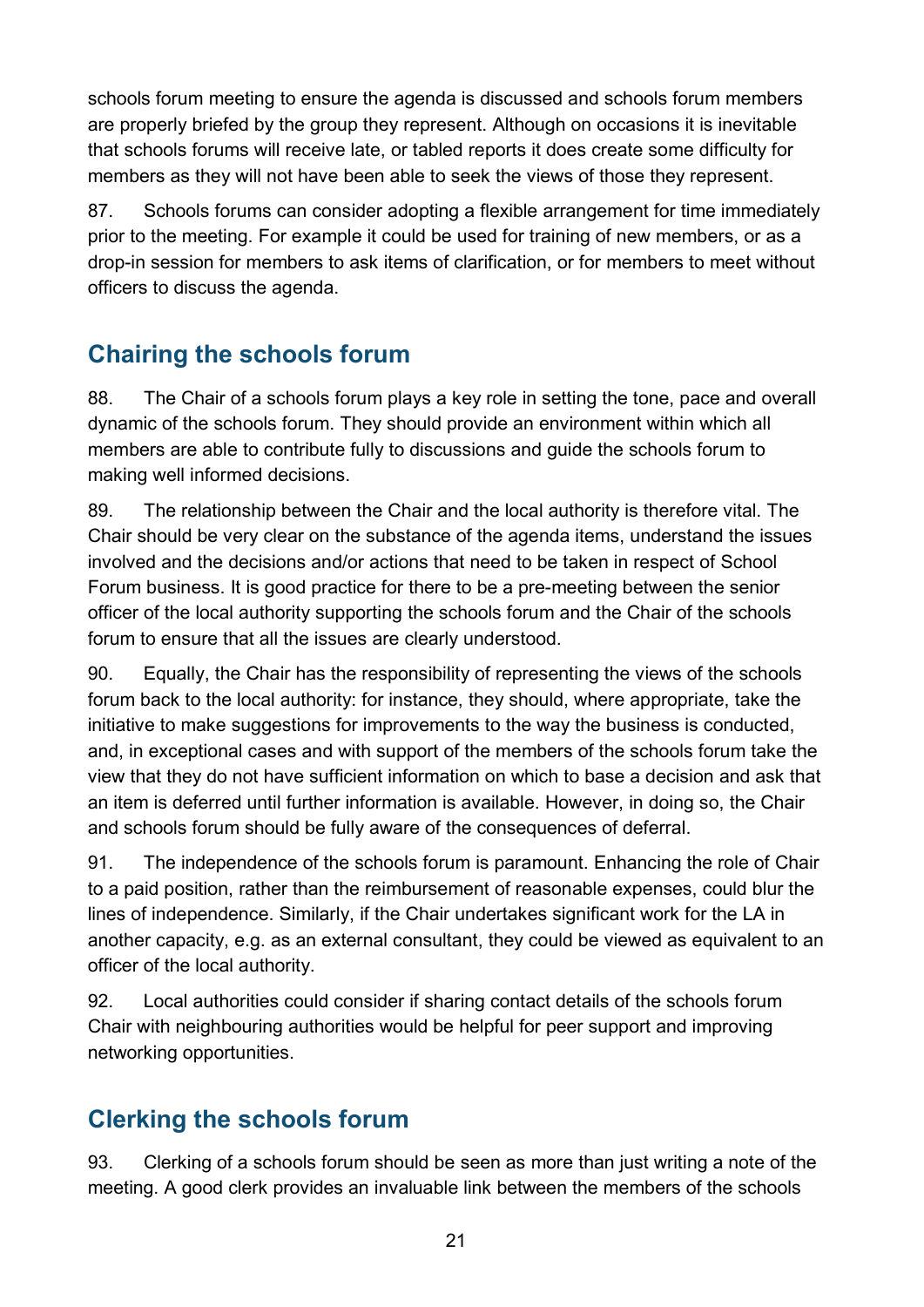schools forum meeting to ensure the agenda is discussed and schools forum members are properly briefed by the group they represent. Although on occasions it is inevitable that schools forums will receive late, or tabled reports it does create some difficulty for members as they will not have been able to seek the views of those they represent.

87. Schools forums can consider adopting a flexible arrangement for time immediately prior to the meeting. For example it could be used for training of new members, or as a drop-in session for members to ask items of clarification, or for members to meet without officers to discuss the agenda.

## Chairing the schools forum

88. The Chair of a schools forum plays a key role in setting the tone, pace and overall dynamic of the schools forum. They should provide an environment within which all members are able to contribute fully to discussions and guide the schools forum to making well informed decisions.

89. The relationship between the Chair and the local authority is therefore vital. The Chair should be very clear on the substance of the agenda items, understand the issues involved and the decisions and/or actions that need to be taken in respect of School Forum business. It is good practice for there to be a pre-meeting between the senior officer of the local authority supporting the schools forum and the Chair of the schools forum to ensure that all the issues are clearly understood.

90. Equally, the Chair has the responsibility of representing the views of the schools forum back to the local authority: for instance, they should, where appropriate, take the initiative to make suggestions for improvements to the way the business is conducted, and, in exceptional cases and with support of the members of the schools forum take the view that they do not have sufficient information on which to base a decision and ask that an item is deferred until further information is available. However, in doing so, the Chair and schools forum should be fully aware of the consequences of deferral.

91. The independence of the schools forum is paramount. Enhancing the role of Chair to a paid position, rather than the reimbursement of reasonable expenses, could blur the lines of independence. Similarly, if the Chair undertakes significant work for the LA in another capacity, e.g. as an external consultant, they could be viewed as equivalent to an officer of the local authority.

92. Local authorities could consider if sharing contact details of the schools forum Chair with neighbouring authorities would be helpful for peer support and improving networking opportunities.

## Clerking the schools forum

93. Clerking of a schools forum should be seen as more than just writing a note of the meeting. A good clerk provides an invaluable link between the members of the schools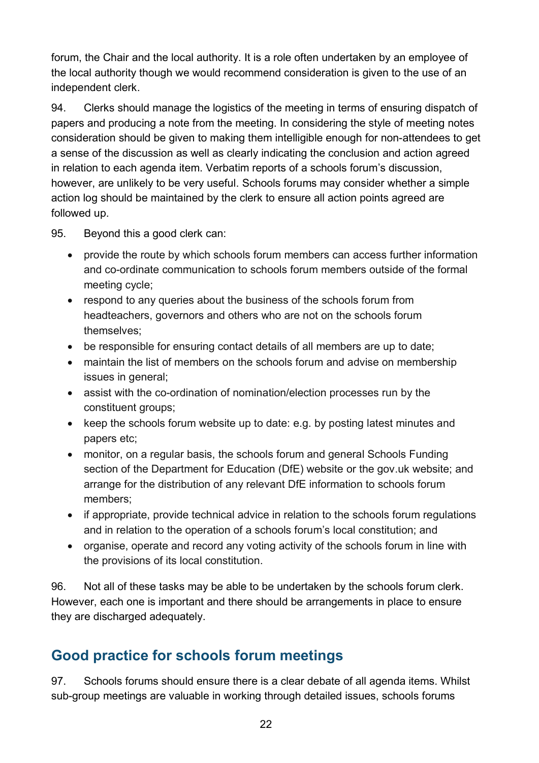forum, the Chair and the local authority. It is a role often undertaken by an employee of the local authority though we would recommend consideration is given to the use of an independent clerk.

94. Clerks should manage the logistics of the meeting in terms of ensuring dispatch of papers and producing a note from the meeting. In considering the style of meeting notes consideration should be given to making them intelligible enough for non-attendees to get a sense of the discussion as well as clearly indicating the conclusion and action agreed in relation to each agenda item. Verbatim reports of a schools forum's discussion, however, are unlikely to be very useful. Schools forums may consider whether a simple action log should be maintained by the clerk to ensure all action points agreed are followed up.

95. Beyond this a good clerk can:

- provide the route by which schools forum members can access further information and co-ordinate communication to schools forum members outside of the formal meeting cycle;
- respond to any queries about the business of the schools forum from headteachers, governors and others who are not on the schools forum themselves;
- be responsible for ensuring contact details of all members are up to date;
- maintain the list of members on the schools forum and advise on membership issues in general;
- assist with the co-ordination of nomination/election processes run by the constituent groups;
- keep the schools forum website up to date: e.g. by posting latest minutes and papers etc;
- monitor, on a regular basis, the schools forum and general Schools Funding section of the Department for Education (DfE) website or the gov.uk website; and arrange for the distribution of any relevant DfE information to schools forum members;
- if appropriate, provide technical advice in relation to the schools forum regulations and in relation to the operation of a schools forum's local constitution; and
- organise, operate and record any voting activity of the schools forum in line with the provisions of its local constitution.

96. Not all of these tasks may be able to be undertaken by the schools forum clerk. However, each one is important and there should be arrangements in place to ensure they are discharged adequately.

## Good practice for schools forum meetings

97. Schools forums should ensure there is a clear debate of all agenda items. Whilst sub-group meetings are valuable in working through detailed issues, schools forums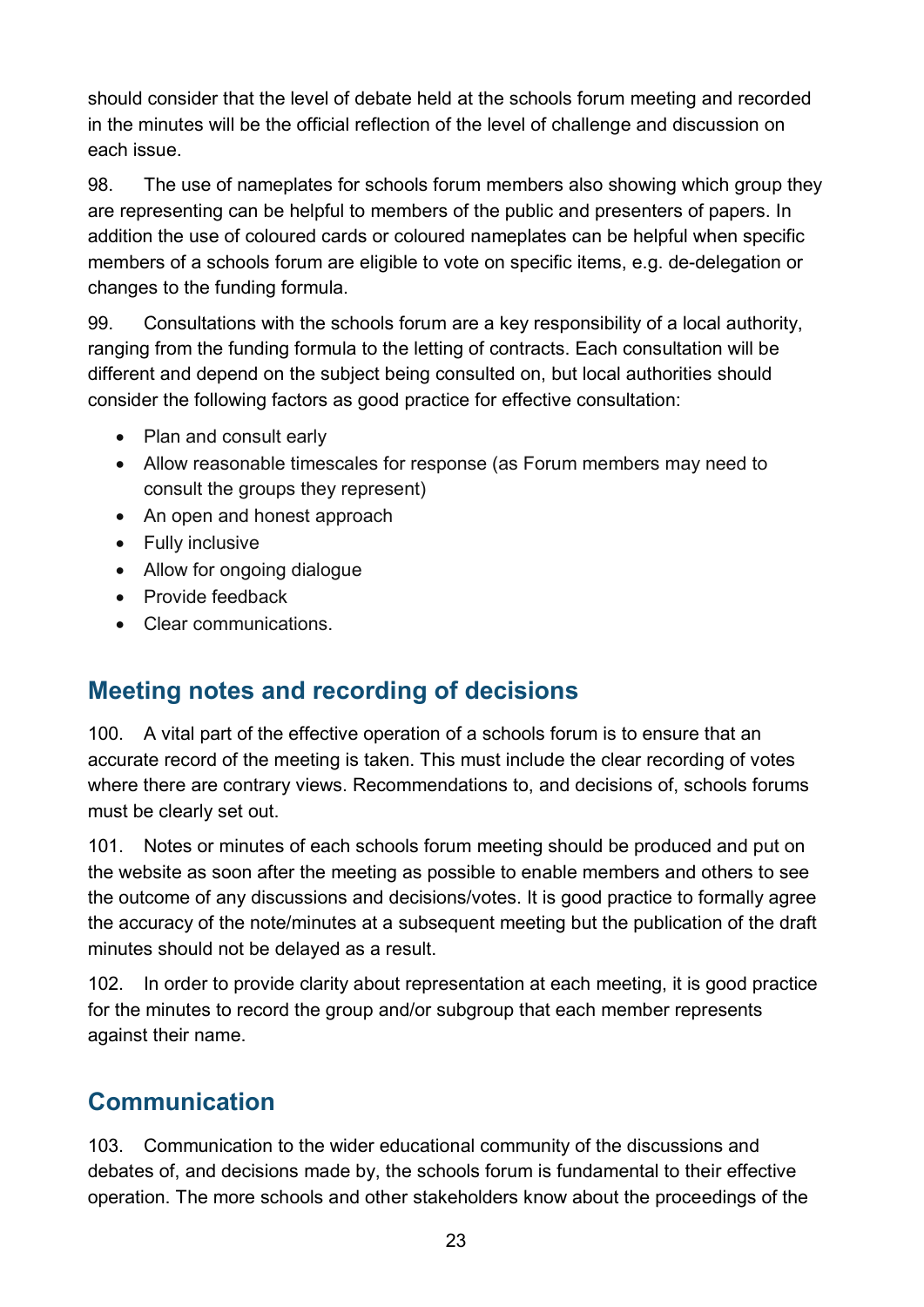should consider that the level of debate held at the schools forum meeting and recorded in the minutes will be the official reflection of the level of challenge and discussion on each issue.

98. The use of nameplates for schools forum members also showing which group they are representing can be helpful to members of the public and presenters of papers. In addition the use of coloured cards or coloured nameplates can be helpful when specific members of a schools forum are eligible to vote on specific items, e.g. de-delegation or changes to the funding formula.

99. Consultations with the schools forum are a key responsibility of a local authority, ranging from the funding formula to the letting of contracts. Each consultation will be different and depend on the subject being consulted on, but local authorities should consider the following factors as good practice for effective consultation:

- Plan and consult early
- Allow reasonable timescales for response (as Forum members may need to consult the groups they represent)
- An open and honest approach
- Fully inclusive
- Allow for ongoing dialogue
- Provide feedback
- Clear communications.

## Meeting notes and recording of decisions

100. A vital part of the effective operation of a schools forum is to ensure that an accurate record of the meeting is taken. This must include the clear recording of votes where there are contrary views. Recommendations to, and decisions of, schools forums must be clearly set out.

101. Notes or minutes of each schools forum meeting should be produced and put on the website as soon after the meeting as possible to enable members and others to see the outcome of any discussions and decisions/votes. It is good practice to formally agree the accuracy of the note/minutes at a subsequent meeting but the publication of the draft minutes should not be delayed as a result.

102. In order to provide clarity about representation at each meeting, it is good practice for the minutes to record the group and/or subgroup that each member represents against their name.

## Communication

103. Communication to the wider educational community of the discussions and debates of, and decisions made by, the schools forum is fundamental to their effective operation. The more schools and other stakeholders know about the proceedings of the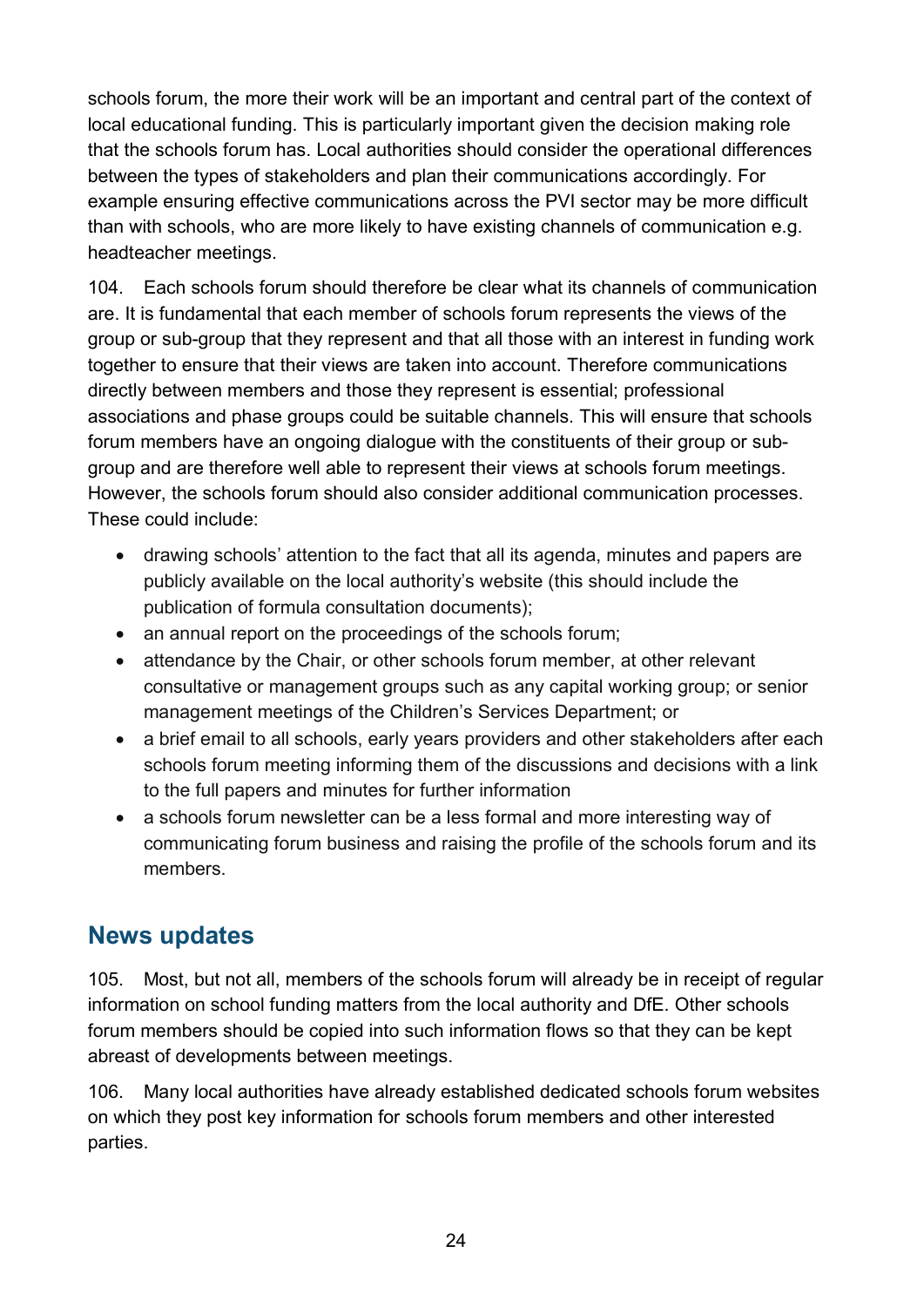schools forum, the more their work will be an important and central part of the context of local educational funding. This is particularly important given the decision making role that the schools forum has. Local authorities should consider the operational differences between the types of stakeholders and plan their communications accordingly. For example ensuring effective communications across the PVI sector may be more difficult than with schools, who are more likely to have existing channels of communication e.g. headteacher meetings.

104. Each schools forum should therefore be clear what its channels of communication are. It is fundamental that each member of schools forum represents the views of the group or sub-group that they represent and that all those with an interest in funding work together to ensure that their views are taken into account. Therefore communications directly between members and those they represent is essential; professional associations and phase groups could be suitable channels. This will ensure that schools forum members have an ongoing dialogue with the constituents of their group or sub-group and are therefore well able to represent their views at schools forum meetings. However, the schools forum should also consider additional communication processes. These could include:

- drawing schools' attention to the fact that all its agenda, minutes and papers are publicly available on the local authority's website (this should include the publication of formula consultation documents);
- an annual report on the proceedings of the schools forum;
- attendance by the Chair, or other schools forum member, at other relevant consultative or management groups such as any capital working group; or senior management meetings of the Children's Services Department; or
- a brief email to all schools, early years providers and other stakeholders after each schools forum meeting informing them of the discussions and decisions with a link to the full papers and minutes for further information
- a schools forum newsletter can be a less formal and more interesting way of communicating forum business and raising the profile of the schools forum and its members.

## News updates

105. Most, but not all, members of the schools forum will already be in receipt of regular information on school funding matters from the local authority and DfE. Other schools forum members should be copied into such information flows so that they can be kept abreast of developments between meetings.

106. Many local authorities have already established dedicated schools forum websites on which they post key information for schools forum members and other interested parties.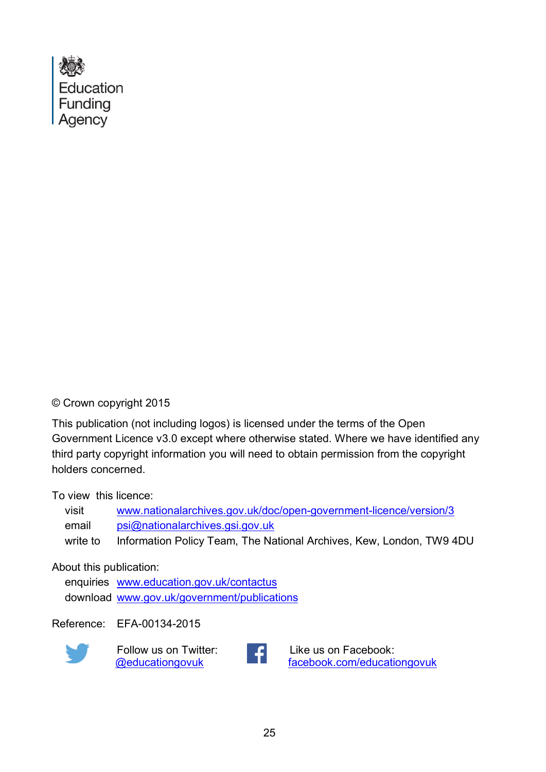Education
Funding
Agency

© Crown copyright 2015

This publication (not including logos) is licensed under the terms of the Open Government Licence v3.0 except where otherwise stated. Where we have identified any third party copyright information you will need to obtain permission from the copyright holders concerned.

To view this licence:

| | |
|---|---|
| visit | www.nationalarchives.gov.uk/doc/open-government-licence/version/3 |
| email | psi@nationalarchives.gsi.gov.uk |
| write to | Information Policy Team, The National Archives, Kew, London, TW9 4DU |

About this publication:

| | |
|---|---|
| enquiries | www.education.gov.uk/contactus |
| download | www.gov.uk/government/publications |

Reference: EFA-00134-2015

Follow us on Twitter: @educationgovuk

Like us on Facebook: facebook.com/educationgovuk